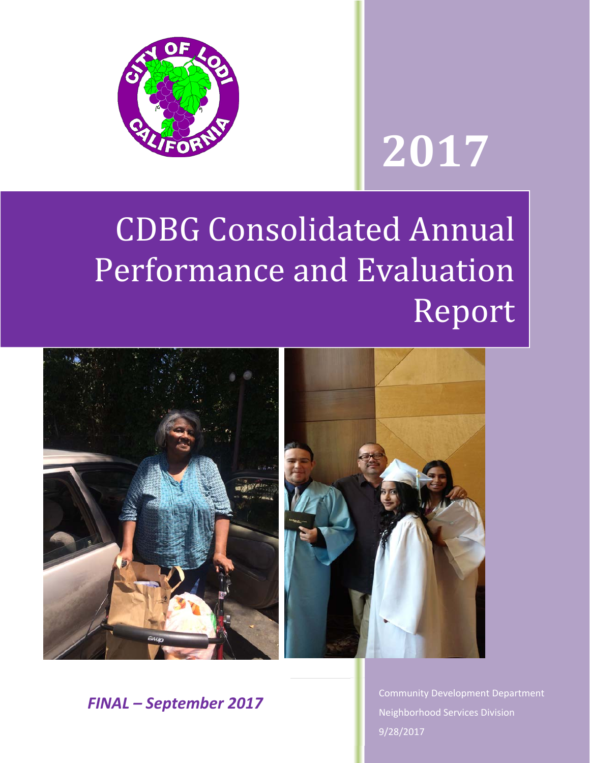# 2017

# CDBG Consolidated Annual Performance and Evaluation Report

***FINAL – September 2017***

Community Development Department

Neighborhood Services Division

9/28/2017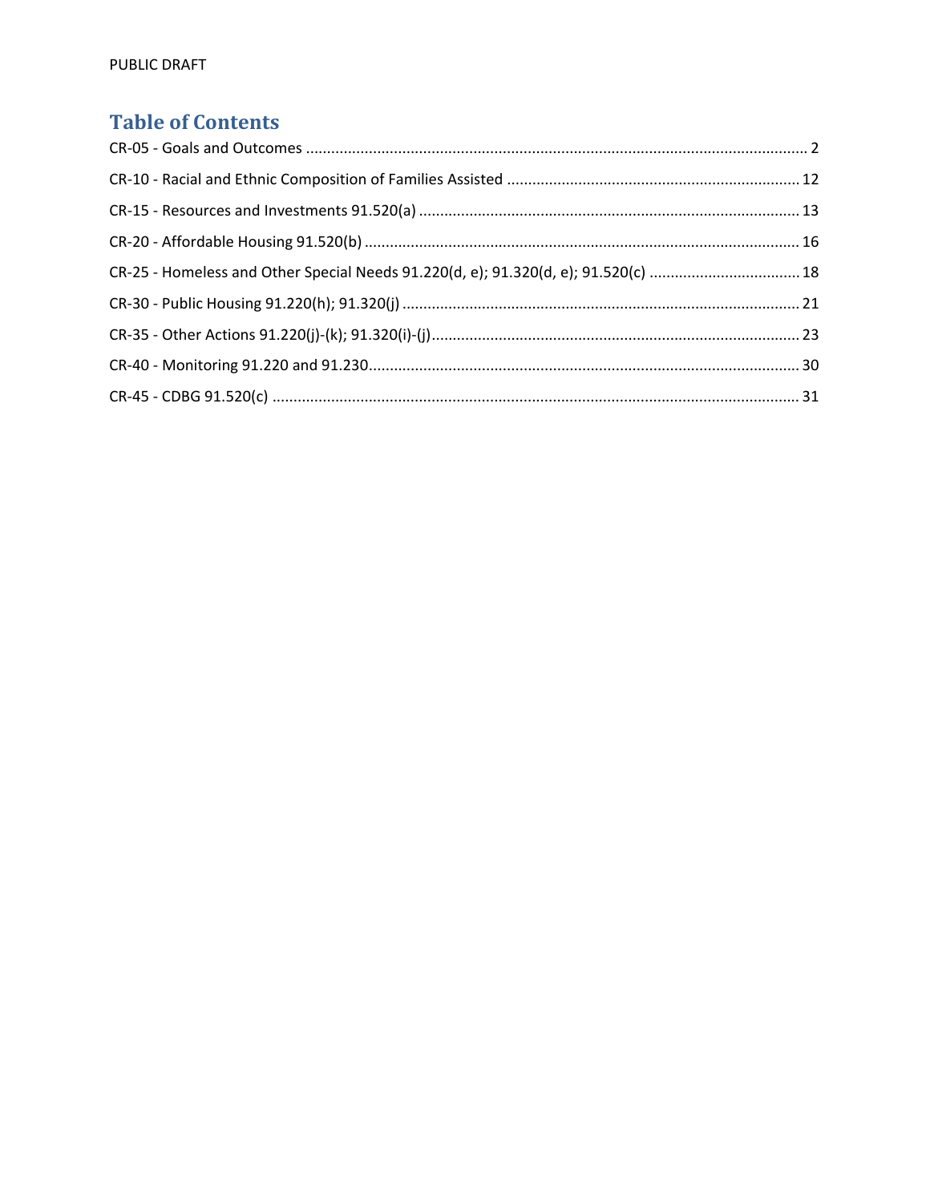# Table of Contents

CR-05 - Goals and Outcomes ........................................................................................................... 2

CR-10 - Racial and Ethnic Composition of Families Assisted ....................................................................... 12

CR-15 - Resources and Investments 91.520(a) ........................................................................................... 13

CR-20 - Affordable Housing 91.520(b) ........................................................................................................ 16

CR-25 - Homeless and Other Special Needs 91.220(d, e); 91.320(d, e); 91.520(c) .................................... 18

CR-30 - Public Housing 91.220(h); 91.320(j) ............................................................................................... 21

CR-35 - Other Actions 91.220(j)-(k); 91.320(i)-(j)......................................................................................... 23

CR-40 - Monitoring 91.220 and 91.230......................................................................................................... 30

CR-45 - CDBG 91.520(c) .............................................................................................................................. 31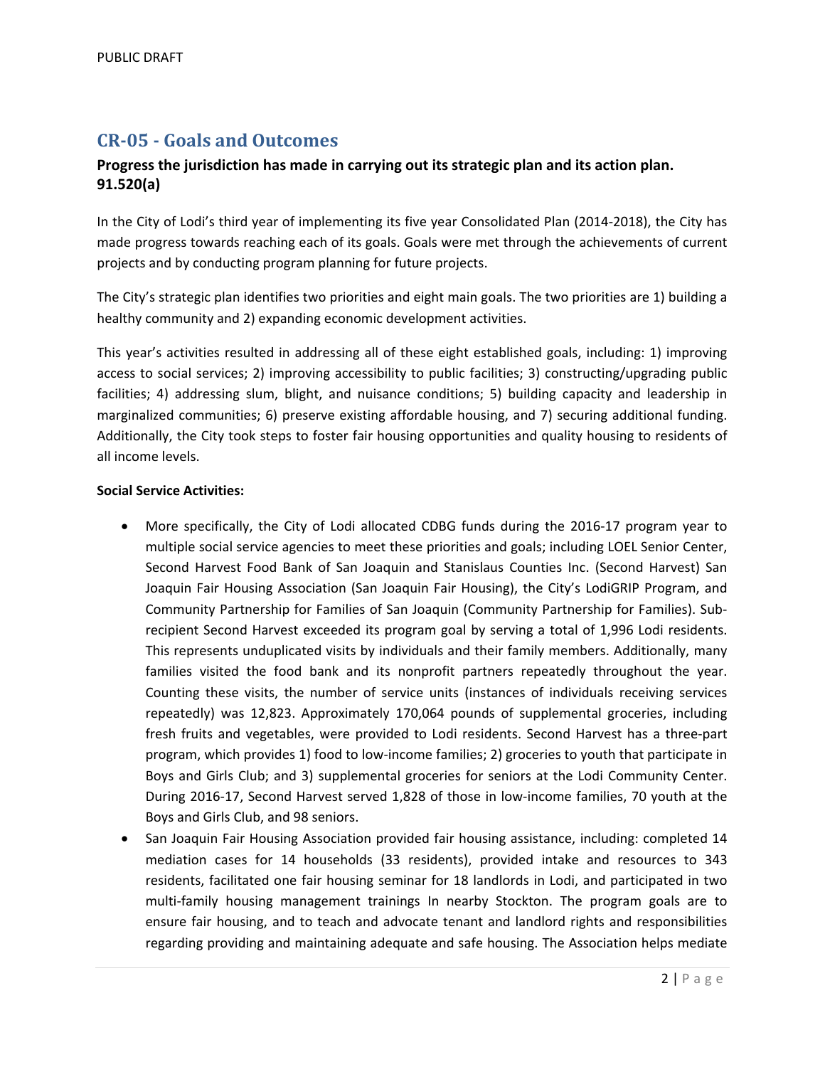## CR-05 - Goals and Outcomes

### Progress the jurisdiction has made in carrying out its strategic plan and its action plan. 91.520(a)

In the City of Lodi's third year of implementing its five year Consolidated Plan (2014-2018), the City has made progress towards reaching each of its goals. Goals were met through the achievements of current projects and by conducting program planning for future projects.

The City's strategic plan identifies two priorities and eight main goals. The two priorities are 1) building a healthy community and 2) expanding economic development activities.

This year's activities resulted in addressing all of these eight established goals, including: 1) improving access to social services; 2) improving accessibility to public facilities; 3) constructing/upgrading public facilities; 4) addressing slum, blight, and nuisance conditions; 5) building capacity and leadership in marginalized communities; 6) preserve existing affordable housing, and 7) securing additional funding. Additionally, the City took steps to foster fair housing opportunities and quality housing to residents of all income levels.

**Social Service Activities:**

- More specifically, the City of Lodi allocated CDBG funds during the 2016-17 program year to multiple social service agencies to meet these priorities and goals; including LOEL Senior Center, Second Harvest Food Bank of San Joaquin and Stanislaus Counties Inc. (Second Harvest) San Joaquin Fair Housing Association (San Joaquin Fair Housing), the City's LodiGRIP Program, and Community Partnership for Families of San Joaquin (Community Partnership for Families). Sub-recipient Second Harvest exceeded its program goal by serving a total of 1,996 Lodi residents. This represents unduplicated visits by individuals and their family members. Additionally, many families visited the food bank and its nonprofit partners repeatedly throughout the year. Counting these visits, the number of service units (instances of individuals receiving services repeatedly) was 12,823. Approximately 170,064 pounds of supplemental groceries, including fresh fruits and vegetables, were provided to Lodi residents. Second Harvest has a three-part program, which provides 1) food to low-income families; 2) groceries to youth that participate in Boys and Girls Club; and 3) supplemental groceries for seniors at the Lodi Community Center. During 2016-17, Second Harvest served 1,828 of those in low-income families, 70 youth at the Boys and Girls Club, and 98 seniors.
- San Joaquin Fair Housing Association provided fair housing assistance, including: completed 14 mediation cases for 14 households (33 residents), provided intake and resources to 343 residents, facilitated one fair housing seminar for 18 landlords in Lodi, and participated in two multi-family housing management trainings In nearby Stockton. The program goals are to ensure fair housing, and to teach and advocate tenant and landlord rights and responsibilities regarding providing and maintaining adequate and safe housing. The Association helps mediate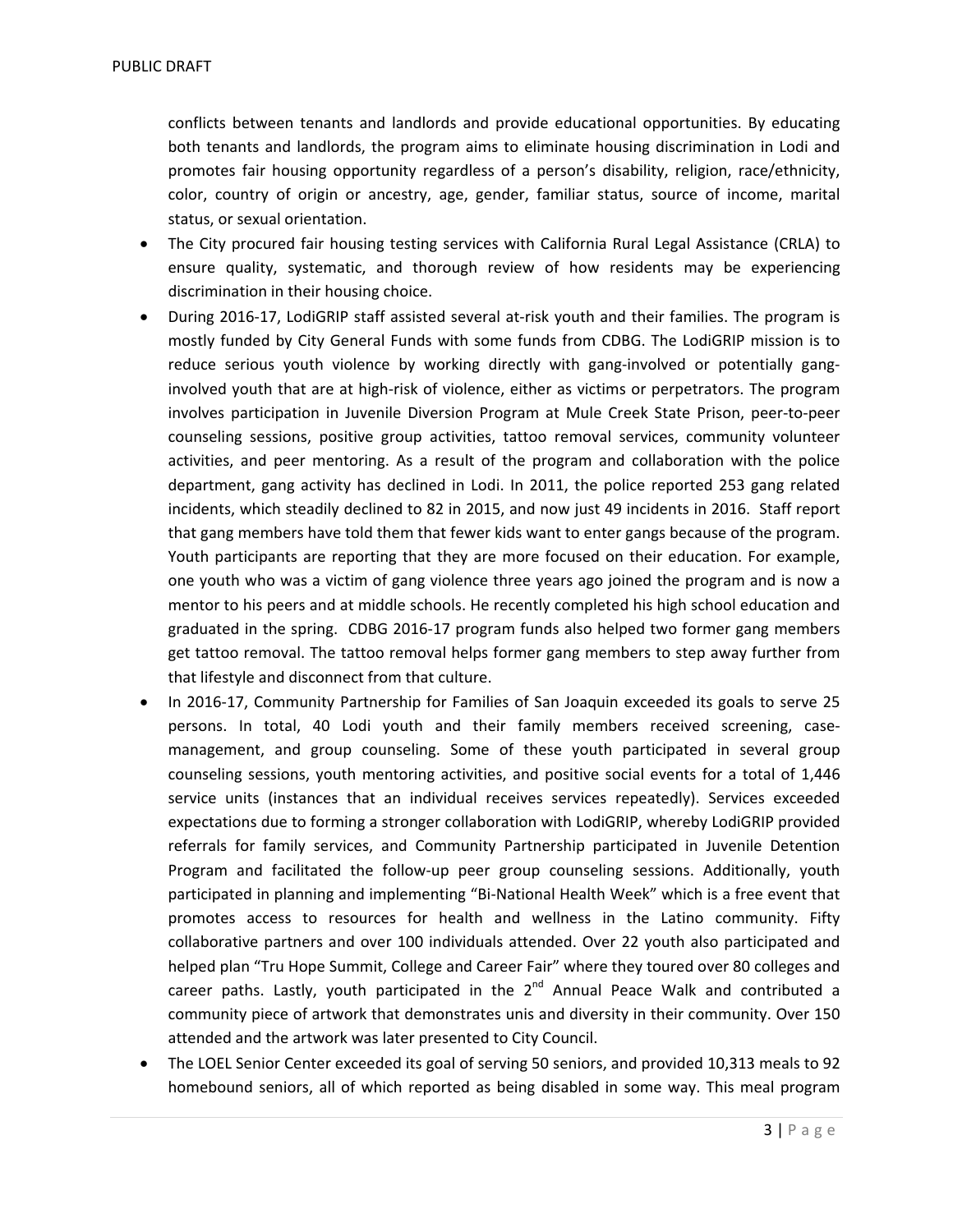conflicts between tenants and landlords and provide educational opportunities. By educating both tenants and landlords, the program aims to eliminate housing discrimination in Lodi and promotes fair housing opportunity regardless of a person's disability, religion, race/ethnicity, color, country of origin or ancestry, age, gender, familiar status, source of income, marital status, or sexual orientation.

- The City procured fair housing testing services with California Rural Legal Assistance (CRLA) to ensure quality, systematic, and thorough review of how residents may be experiencing discrimination in their housing choice.
- During 2016-17, LodiGRIP staff assisted several at-risk youth and their families. The program is mostly funded by City General Funds with some funds from CDBG. The LodiGRIP mission is to reduce serious youth violence by working directly with gang-involved or potentially gang-involved youth that are at high-risk of violence, either as victims or perpetrators. The program involves participation in Juvenile Diversion Program at Mule Creek State Prison, peer-to-peer counseling sessions, positive group activities, tattoo removal services, community volunteer activities, and peer mentoring. As a result of the program and collaboration with the police department, gang activity has declined in Lodi. In 2011, the police reported 253 gang related incidents, which steadily declined to 82 in 2015, and now just 49 incidents in 2016. Staff report that gang members have told them that fewer kids want to enter gangs because of the program. Youth participants are reporting that they are more focused on their education. For example, one youth who was a victim of gang violence three years ago joined the program and is now a mentor to his peers and at middle schools. He recently completed his high school education and graduated in the spring. CDBG 2016-17 program funds also helped two former gang members get tattoo removal. The tattoo removal helps former gang members to step away further from that lifestyle and disconnect from that culture.
- In 2016-17, Community Partnership for Families of San Joaquin exceeded its goals to serve 25 persons. In total, 40 Lodi youth and their family members received screening, case-management, and group counseling. Some of these youth participated in several group counseling sessions, youth mentoring activities, and positive social events for a total of 1,446 service units (instances that an individual receives services repeatedly). Services exceeded expectations due to forming a stronger collaboration with LodiGRIP, whereby LodiGRIP provided referrals for family services, and Community Partnership participated in Juvenile Detention Program and facilitated the follow-up peer group counseling sessions. Additionally, youth participated in planning and implementing "Bi-National Health Week" which is a free event that promotes access to resources for health and wellness in the Latino community. Fifty collaborative partners and over 100 individuals attended. Over 22 youth also participated and helped plan "Tru Hope Summit, College and Career Fair" where they toured over 80 colleges and career paths. Lastly, youth participated in the 2nd Annual Peace Walk and contributed a community piece of artwork that demonstrates unis and diversity in their community. Over 150 attended and the artwork was later presented to City Council.
- The LOEL Senior Center exceeded its goal of serving 50 seniors, and provided 10,313 meals to 92 homebound seniors, all of which reported as being disabled in some way. This meal program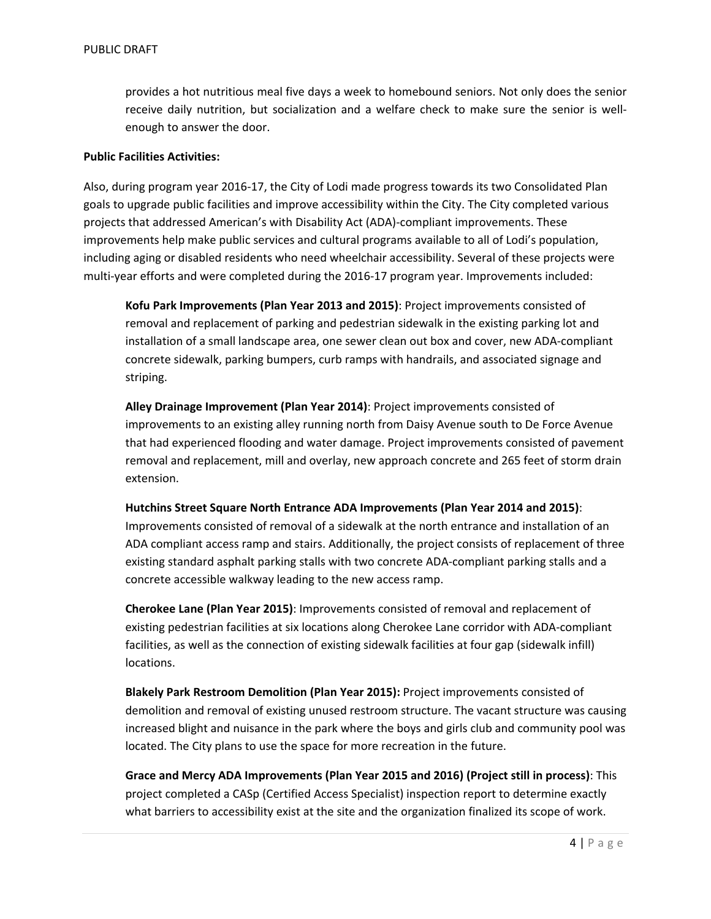provides a hot nutritious meal five days a week to homebound seniors. Not only does the senior receive daily nutrition, but socialization and a welfare check to make sure the senior is well-enough to answer the door.

**Public Facilities Activities:**

Also, during program year 2016-17, the City of Lodi made progress towards its two Consolidated Plan goals to upgrade public facilities and improve accessibility within the City. The City completed various projects that addressed American's with Disability Act (ADA)-compliant improvements. These improvements help make public services and cultural programs available to all of Lodi's population, including aging or disabled residents who need wheelchair accessibility. Several of these projects were multi-year efforts and were completed during the 2016-17 program year. Improvements included:

**Kofu Park Improvements (Plan Year 2013 and 2015)**: Project improvements consisted of removal and replacement of parking and pedestrian sidewalk in the existing parking lot and installation of a small landscape area, one sewer clean out box and cover, new ADA-compliant concrete sidewalk, parking bumpers, curb ramps with handrails, and associated signage and striping.

**Alley Drainage Improvement (Plan Year 2014)**: Project improvements consisted of improvements to an existing alley running north from Daisy Avenue south to De Force Avenue that had experienced flooding and water damage. Project improvements consisted of pavement removal and replacement, mill and overlay, new approach concrete and 265 feet of storm drain extension.

**Hutchins Street Square North Entrance ADA Improvements (Plan Year 2014 and 2015)**: Improvements consisted of removal of a sidewalk at the north entrance and installation of an ADA compliant access ramp and stairs. Additionally, the project consists of replacement of three existing standard asphalt parking stalls with two concrete ADA-compliant parking stalls and a concrete accessible walkway leading to the new access ramp.

**Cherokee Lane (Plan Year 2015)**: Improvements consisted of removal and replacement of existing pedestrian facilities at six locations along Cherokee Lane corridor with ADA-compliant facilities, as well as the connection of existing sidewalk facilities at four gap (sidewalk infill) locations.

**Blakely Park Restroom Demolition (Plan Year 2015):** Project improvements consisted of demolition and removal of existing unused restroom structure. The vacant structure was causing increased blight and nuisance in the park where the boys and girls club and community pool was located. The City plans to use the space for more recreation in the future.

**Grace and Mercy ADA Improvements (Plan Year 2015 and 2016) (Project still in process)**: This project completed a CASp (Certified Access Specialist) inspection report to determine exactly what barriers to accessibility exist at the site and the organization finalized its scope of work.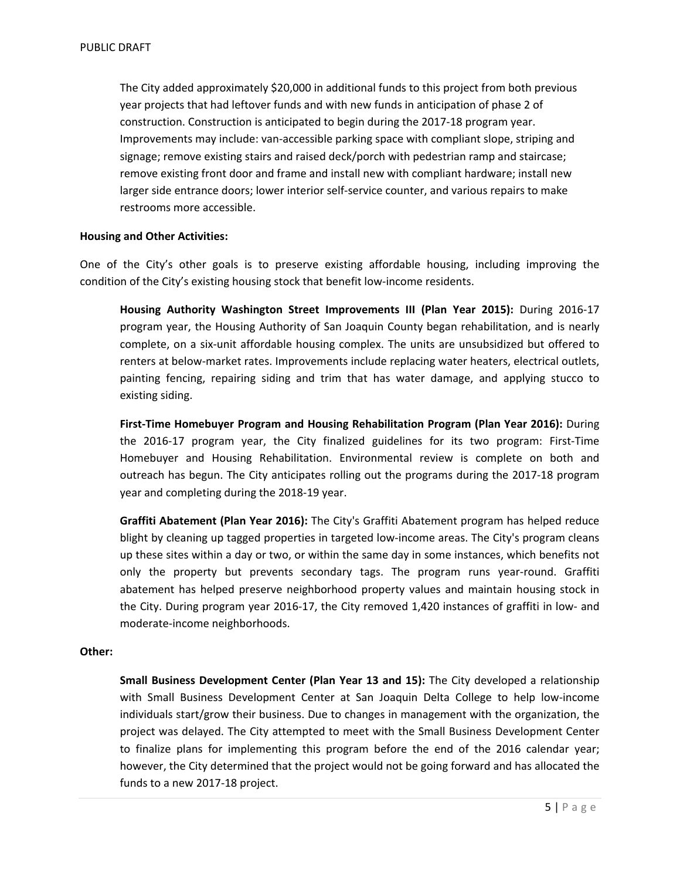The City added approximately $20,000 in additional funds to this project from both previous year projects that had leftover funds and with new funds in anticipation of phase 2 of construction. Construction is anticipated to begin during the 2017-18 program year. Improvements may include: van-accessible parking space with compliant slope, striping and signage; remove existing stairs and raised deck/porch with pedestrian ramp and staircase; remove existing front door and frame and install new with compliant hardware; install new larger side entrance doors; lower interior self-service counter, and various repairs to make restrooms more accessible.

**Housing and Other Activities:**

One of the City's other goals is to preserve existing affordable housing, including improving the condition of the City's existing housing stock that benefit low-income residents.

**Housing Authority Washington Street Improvements III (Plan Year 2015):** During 2016-17 program year, the Housing Authority of San Joaquin County began rehabilitation, and is nearly complete, on a six-unit affordable housing complex. The units are unsubsidized but offered to renters at below-market rates. Improvements include replacing water heaters, electrical outlets, painting fencing, repairing siding and trim that has water damage, and applying stucco to existing siding.

**First-Time Homebuyer Program and Housing Rehabilitation Program (Plan Year 2016):** During the 2016-17 program year, the City finalized guidelines for its two program: First-Time Homebuyer and Housing Rehabilitation. Environmental review is complete on both and outreach has begun. The City anticipates rolling out the programs during the 2017-18 program year and completing during the 2018-19 year.

**Graffiti Abatement (Plan Year 2016):** The City's Graffiti Abatement program has helped reduce blight by cleaning up tagged properties in targeted low-income areas. The City's program cleans up these sites within a day or two, or within the same day in some instances, which benefits not only the property but prevents secondary tags. The program runs year-round. Graffiti abatement has helped preserve neighborhood property values and maintain housing stock in the City. During program year 2016-17, the City removed 1,420 instances of graffiti in low- and moderate-income neighborhoods.

**Other:**

**Small Business Development Center (Plan Year 13 and 15):** The City developed a relationship with Small Business Development Center at San Joaquin Delta College to help low-income individuals start/grow their business. Due to changes in management with the organization, the project was delayed. The City attempted to meet with the Small Business Development Center to finalize plans for implementing this program before the end of the 2016 calendar year; however, the City determined that the project would not be going forward and has allocated the funds to a new 2017-18 project.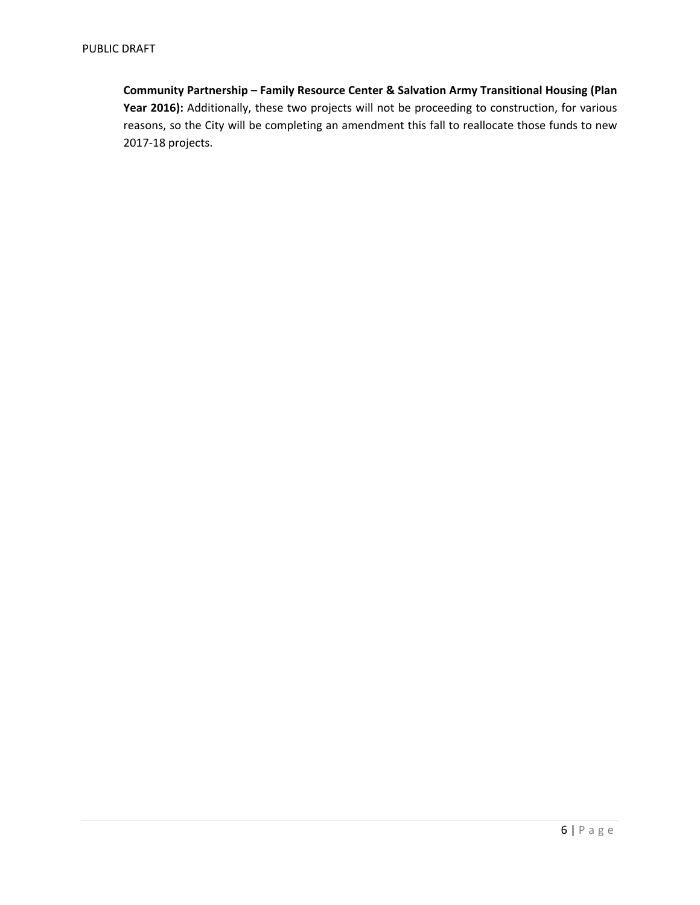**Community Partnership – Family Resource Center & Salvation Army Transitional Housing (Plan Year 2016):** Additionally, these two projects will not be proceeding to construction, for various reasons, so the City will be completing an amendment this fall to reallocate those funds to new 2017-18 projects.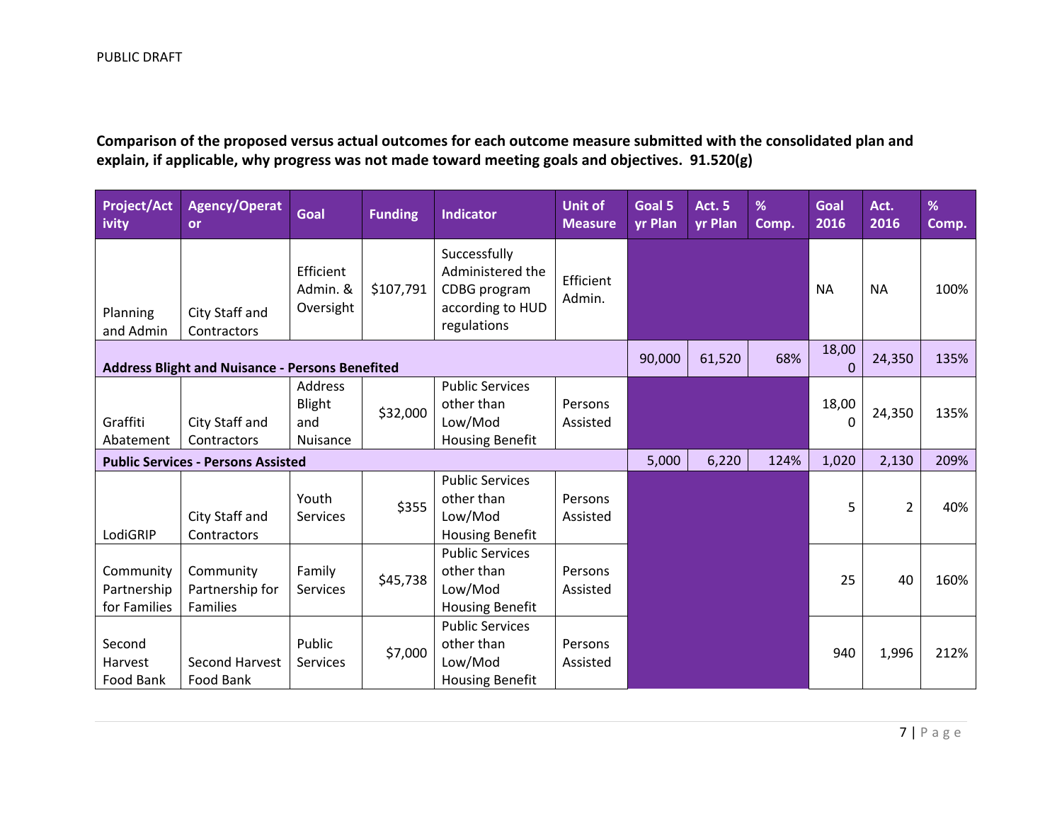PUBLIC DRAFT

**Comparison of the proposed versus actual outcomes for each outcome measure submitted with the consolidated plan and explain, if applicable, why progress was not made toward meeting goals and objectives. 91.520(g)**

| Project/Activity | Agency/Operator | Goal | Funding | Indicator | Unit of Measure | Goal 5 yr Plan | Act. 5 yr Plan | % Comp. | Goal 2016 | Act. 2016 | % Comp. |
|---|---|---|---|---|---|---|---|---|---|---|---|
| Planning and Admin | City Staff and Contractors | Efficient Admin. & Oversight | $107,791 | Successfully Administered the CDBG program according to HUD regulations | Efficient Admin. | | | | NA | NA | 100% |
| **Address Blight and Nuisance - Persons Benefited** | | | | | | 90,000 | 61,520 | 68% | 18,000 | 24,350 | 135% |
| Graffiti Abatement | City Staff and Contractors | Address Blight and Nuisance | $32,000 | Public Services other than Low/Mod Housing Benefit | Persons Assisted | | | | 18,000 | 24,350 | 135% |
| **Public Services - Persons Assisted** | | | | | | 5,000 | 6,220 | 124% | 1,020 | 2,130 | 209% |
| LodiGRIP | City Staff and Contractors | Youth Services | $355 | Public Services other than Low/Mod Housing Benefit | Persons Assisted | | | | 5 | 2 | 40% |
| Community Partnership for Families | Community Partnership for Families | Family Services | $45,738 | Public Services other than Low/Mod Housing Benefit | Persons Assisted | | | | 25 | 40 | 160% |
| Second Harvest Food Bank | Second Harvest Food Bank | Public Services | $7,000 | Public Services other than Low/Mod Housing Benefit | Persons Assisted | | | | 940 | 1,996 | 212% |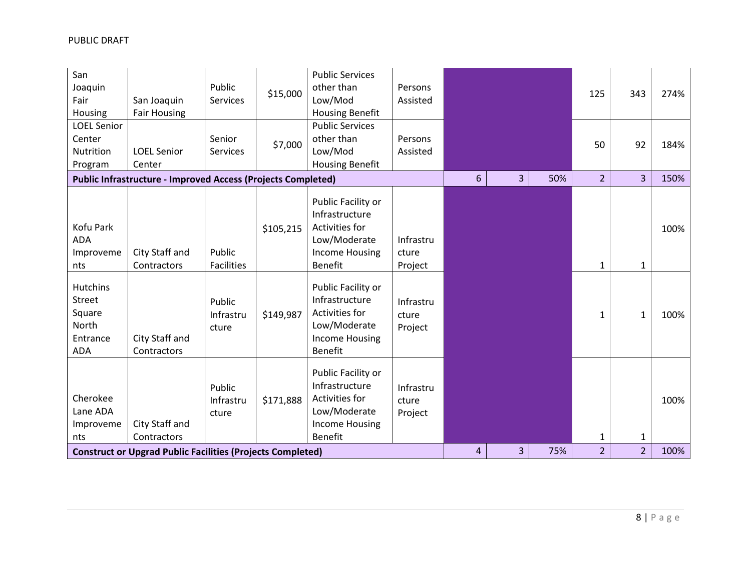| | | | | | | | | | | | |
|---|---|---|---|---|---|---|---|---|---|---|---|
| San Joaquin Fair Housing | San Joaquin Fair Housing | Public Services | $15,000 | Public Services other than Low/Mod Housing Benefit | Persons Assisted | | | | 125 | 343 | 274% |
| LOEL Senior Center Nutrition Program | LOEL Senior Center | Senior Services | $7,000 | Public Services other than Low/Mod Housing Benefit | Persons Assisted | | | | 50 | 92 | 184% |
| **Public Infrastructure - Improved Access (Projects Completed)** | | | | | | 6 | 3 | 50% | 2 | 3 | 150% |
| Kofu Park ADA Improvements | City Staff and Contractors | Public Facilities | $105,215 | Public Facility or Infrastructure Activities for Low/Moderate Income Housing Benefit | Infrastructure Project | | | | 1 | 1 | 100% |
| Hutchins Street Square North Entrance ADA | City Staff and Contractors | Public Infrastructure | $149,987 | Public Facility or Infrastructure Activities for Low/Moderate Income Housing Benefit | Infrastructure Project | | | | 1 | 1 | 100% |
| Cherokee Lane ADA Improvements | City Staff and Contractors | Public Infrastructure | $171,888 | Public Facility or Infrastructure Activities for Low/Moderate Income Housing Benefit | Infrastructure Project | | | | 1 | 1 | 100% |
| **Construct or Upgrad Public Facilities (Projects Completed)** | | | | | | 4 | 3 | 75% | 2 | 2 | 100% |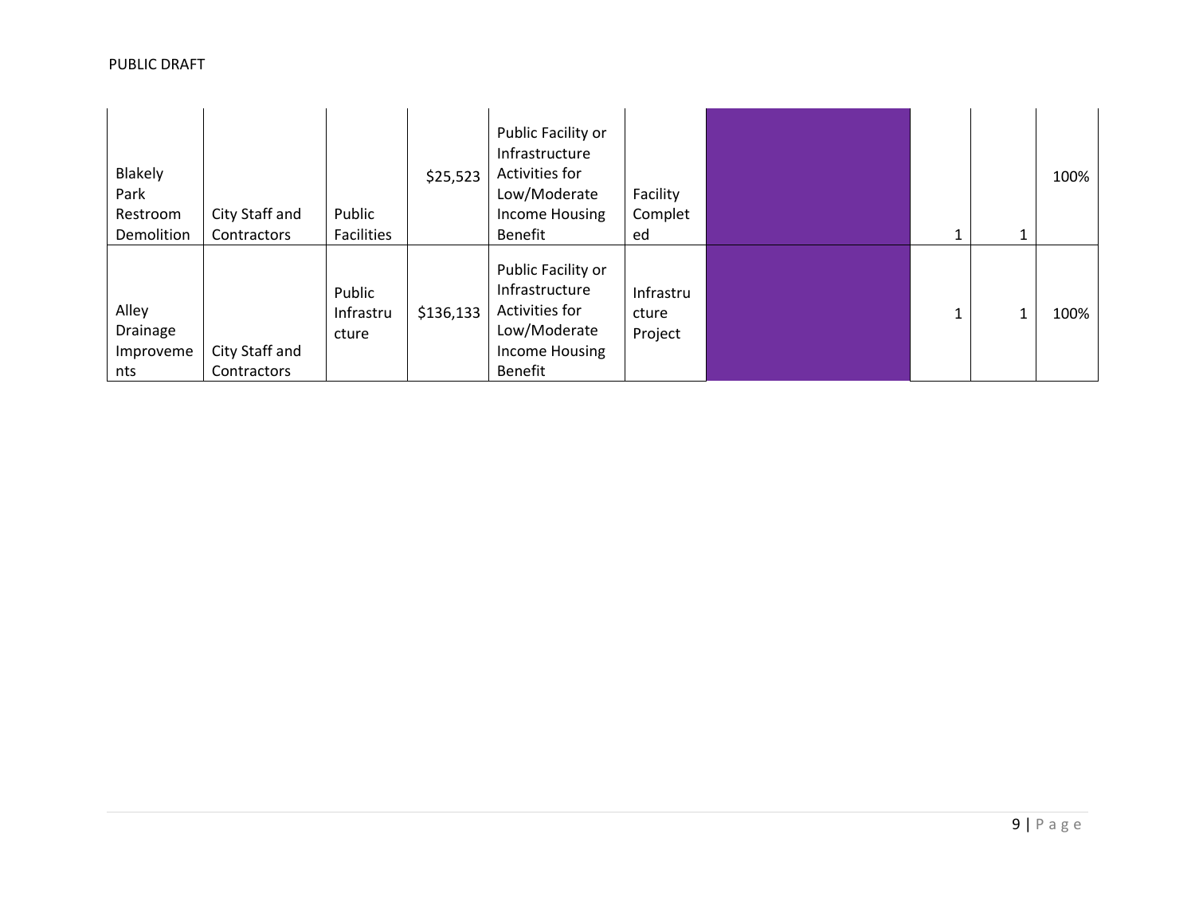| | | | | | | | | | |
|---|---|---|---|---|---|---|---|---|---|
| Blakely Park Restroom Demolition | City Staff and Contractors | Public Facilities | $25,523 | Public Facility or Infrastructure Activities for Low/Moderate Income Housing Benefit | Facility Completed | | 1 | 1 | 100% |
| Alley Drainage Improvements | City Staff and Contractors | Public Infrastructure | $136,133 | Public Facility or Infrastructure Activities for Low/Moderate Income Housing Benefit | Infrastructure Project | | 1 | 1 | 100% |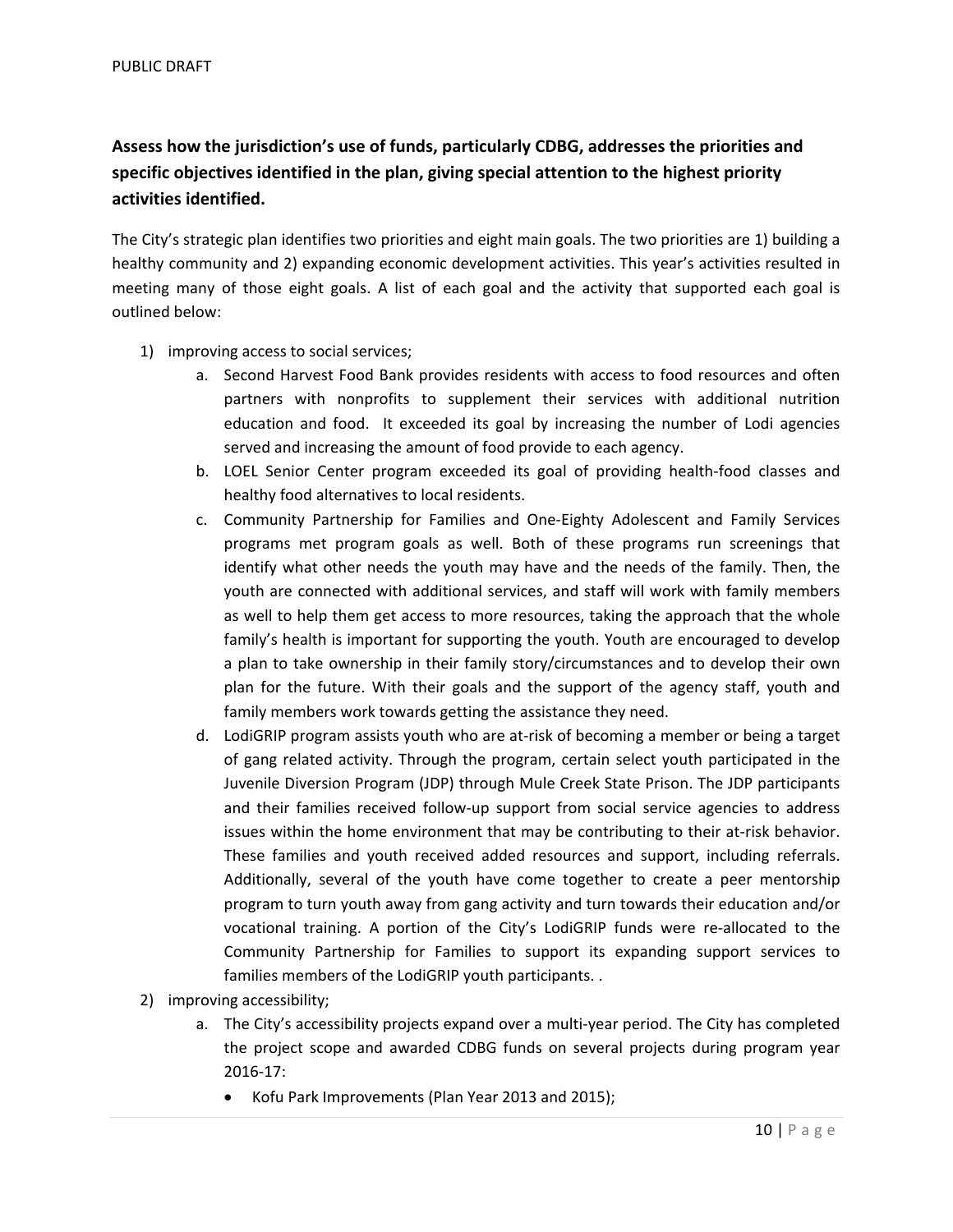PUBLIC DRAFT

## Assess how the jurisdiction's use of funds, particularly CDBG, addresses the priorities and specific objectives identified in the plan, giving special attention to the highest priority activities identified.

The City's strategic plan identifies two priorities and eight main goals. The two priorities are 1) building a healthy community and 2) expanding economic development activities. This year's activities resulted in meeting many of those eight goals. A list of each goal and the activity that supported each goal is outlined below:

1) improving access to social services;
   a. Second Harvest Food Bank provides residents with access to food resources and often partners with nonprofits to supplement their services with additional nutrition education and food. It exceeded its goal by increasing the number of Lodi agencies served and increasing the amount of food provide to each agency.
   b. LOEL Senior Center program exceeded its goal of providing health-food classes and healthy food alternatives to local residents.
   c. Community Partnership for Families and One-Eighty Adolescent and Family Services programs met program goals as well. Both of these programs run screenings that identify what other needs the youth may have and the needs of the family. Then, the youth are connected with additional services, and staff will work with family members as well to help them get access to more resources, taking the approach that the whole family's health is important for supporting the youth. Youth are encouraged to develop a plan to take ownership in their family story/circumstances and to develop their own plan for the future. With their goals and the support of the agency staff, youth and family members work towards getting the assistance they need.
   d. LodiGRIP program assists youth who are at-risk of becoming a member or being a target of gang related activity. Through the program, certain select youth participated in the Juvenile Diversion Program (JDP) through Mule Creek State Prison. The JDP participants and their families received follow-up support from social service agencies to address issues within the home environment that may be contributing to their at-risk behavior. These families and youth received added resources and support, including referrals. Additionally, several of the youth have come together to create a peer mentorship program to turn youth away from gang activity and turn towards their education and/or vocational training. A portion of the City's LodiGRIP funds were re-allocated to the Community Partnership for Families to support its expanding support services to families members of the LodiGRIP youth participants. .
2) improving accessibility;
   a. The City's accessibility projects expand over a multi-year period. The City has completed the project scope and awarded CDBG funds on several projects during program year 2016-17:
      - Kofu Park Improvements (Plan Year 2013 and 2015);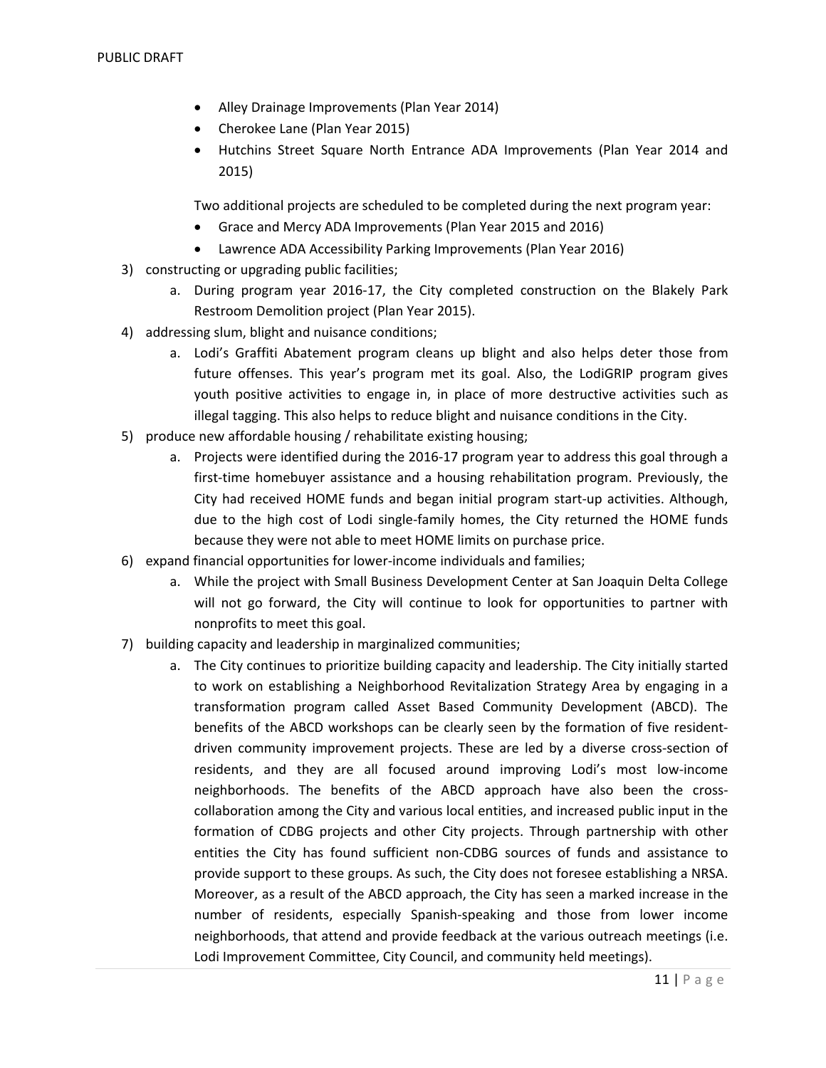- Alley Drainage Improvements (Plan Year 2014)
- Cherokee Lane (Plan Year 2015)
- Hutchins Street Square North Entrance ADA Improvements (Plan Year 2014 and 2015)

Two additional projects are scheduled to be completed during the next program year:

- Grace and Mercy ADA Improvements (Plan Year 2015 and 2016)
- Lawrence ADA Accessibility Parking Improvements (Plan Year 2016)

3) constructing or upgrading public facilities;
    a. During program year 2016-17, the City completed construction on the Blakely Park Restroom Demolition project (Plan Year 2015).
4) addressing slum, blight and nuisance conditions;
    a. Lodi's Graffiti Abatement program cleans up blight and also helps deter those from future offenses. This year's program met its goal. Also, the LodiGRIP program gives youth positive activities to engage in, in place of more destructive activities such as illegal tagging. This also helps to reduce blight and nuisance conditions in the City.
5) produce new affordable housing / rehabilitate existing housing;
    a. Projects were identified during the 2016-17 program year to address this goal through a first-time homebuyer assistance and a housing rehabilitation program. Previously, the City had received HOME funds and began initial program start-up activities. Although, due to the high cost of Lodi single-family homes, the City returned the HOME funds because they were not able to meet HOME limits on purchase price.
6) expand financial opportunities for lower-income individuals and families;
    a. While the project with Small Business Development Center at San Joaquin Delta College will not go forward, the City will continue to look for opportunities to partner with nonprofits to meet this goal.
7) building capacity and leadership in marginalized communities;
    a. The City continues to prioritize building capacity and leadership. The City initially started to work on establishing a Neighborhood Revitalization Strategy Area by engaging in a transformation program called Asset Based Community Development (ABCD). The benefits of the ABCD workshops can be clearly seen by the formation of five resident-driven community improvement projects. These are led by a diverse cross-section of residents, and they are all focused around improving Lodi's most low-income neighborhoods. The benefits of the ABCD approach have also been the cross-collaboration among the City and various local entities, and increased public input in the formation of CDBG projects and other City projects. Through partnership with other entities the City has found sufficient non-CDBG sources of funds and assistance to provide support to these groups. As such, the City does not foresee establishing a NRSA. Moreover, as a result of the ABCD approach, the City has seen a marked increase in the number of residents, especially Spanish-speaking and those from lower income neighborhoods, that attend and provide feedback at the various outreach meetings (i.e. Lodi Improvement Committee, City Council, and community held meetings).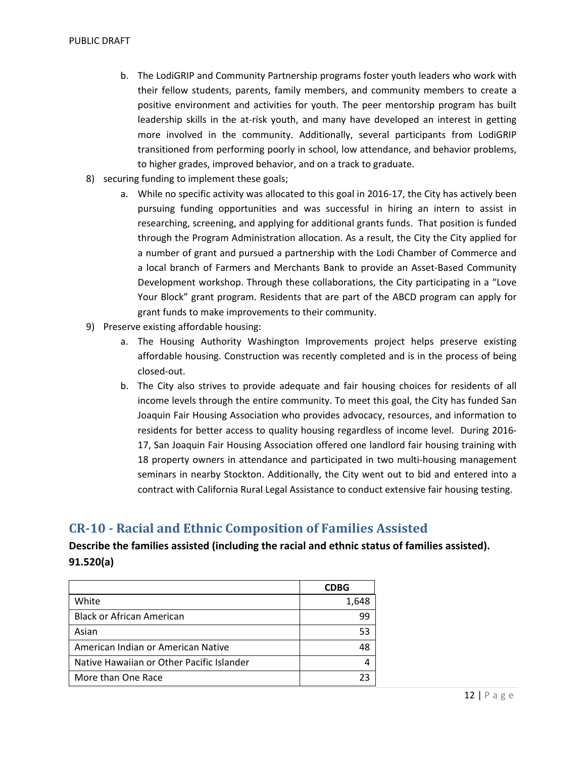b. The LodiGRIP and Community Partnership programs foster youth leaders who work with their fellow students, parents, family members, and community members to create a positive environment and activities for youth. The peer mentorship program has built leadership skills in the at-risk youth, and many have developed an interest in getting more involved in the community. Additionally, several participants from LodiGRIP transitioned from performing poorly in school, low attendance, and behavior problems, to higher grades, improved behavior, and on a track to graduate.

8) securing funding to implement these goals;

   a. While no specific activity was allocated to this goal in 2016-17, the City has actively been pursuing funding opportunities and was successful in hiring an intern to assist in researching, screening, and applying for additional grants funds. That position is funded through the Program Administration allocation. As a result, the City the City applied for a number of grant and pursued a partnership with the Lodi Chamber of Commerce and a local branch of Farmers and Merchants Bank to provide an Asset-Based Community Development workshop. Through these collaborations, the City participating in a "Love Your Block" grant program. Residents that are part of the ABCD program can apply for grant funds to make improvements to their community.

9) Preserve existing affordable housing:

   a. The Housing Authority Washington Improvements project helps preserve existing affordable housing. Construction was recently completed and is in the process of being closed-out.

   b. The City also strives to provide adequate and fair housing choices for residents of all income levels through the entire community. To meet this goal, the City has funded San Joaquin Fair Housing Association who provides advocacy, resources, and information to residents for better access to quality housing regardless of income level. During 2016-17, San Joaquin Fair Housing Association offered one landlord fair housing training with 18 property owners in attendance and participated in two multi-housing management seminars in nearby Stockton. Additionally, the City went out to bid and entered into a contract with California Rural Legal Assistance to conduct extensive fair housing testing.

## CR-10 - Racial and Ethnic Composition of Families Assisted

**Describe the families assisted (including the racial and ethnic status of families assisted). 91.520(a)**

| | CDBG |
|---|---:|
| White | 1,648 |
| Black or African American | 99 |
| Asian | 53 |
| American Indian or American Native | 48 |
| Native Hawaiian or Other Pacific Islander | 4 |
| More than One Race | 23 |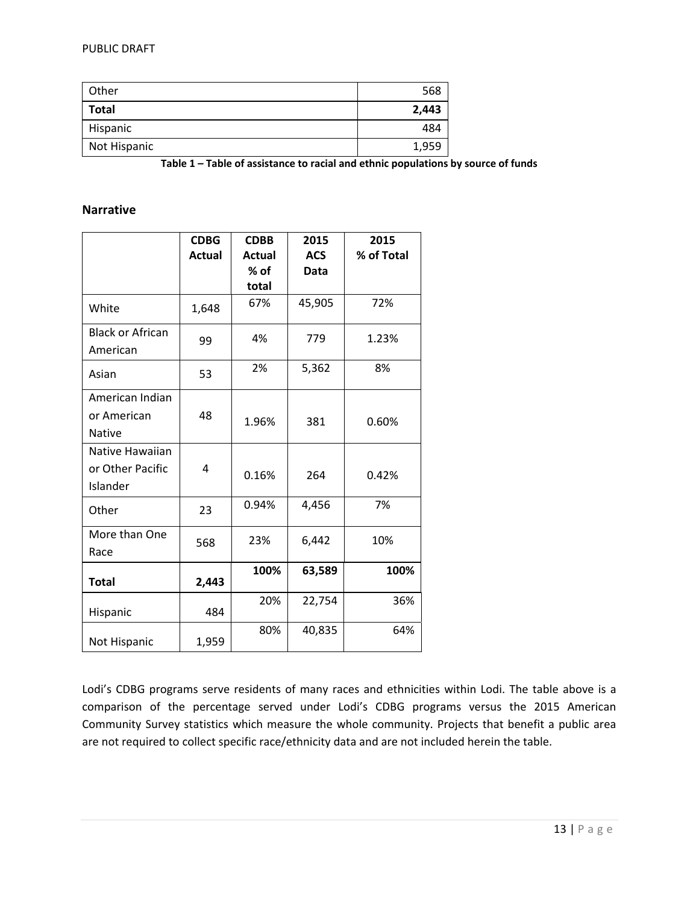| Other | 568 |
|---|---|
| **Total** | **2,443** |
| Hispanic | 484 |
| Not Hispanic | 1,959 |

**Table 1 – Table of assistance to racial and ethnic populations by source of funds**

## Narrative

| | CDBG Actual | CDBB Actual % of total | 2015 ACS Data | 2015 % of Total |
|---|---|---|---|---|
| White | 1,648 | 67% | 45,905 | 72% |
| Black or African American | 99 | 4% | 779 | 1.23% |
| Asian | 53 | 2% | 5,362 | 8% |
| American Indian or American Native | 48 | 1.96% | 381 | 0.60% |
| Native Hawaiian or Other Pacific Islander | 4 | 0.16% | 264 | 0.42% |
| Other | 23 | 0.94% | 4,456 | 7% |
| More than One Race | 568 | 23% | 6,442 | 10% |
| **Total** | **2,443** | **100%** | **63,589** | **100%** |
| Hispanic | 484 | 20% | 22,754 | 36% |
| Not Hispanic | 1,959 | 80% | 40,835 | 64% |

Lodi's CDBG programs serve residents of many races and ethnicities within Lodi. The table above is a comparison of the percentage served under Lodi's CDBG programs versus the 2015 American Community Survey statistics which measure the whole community. Projects that benefit a public area are not required to collect specific race/ethnicity data and are not included herein the table.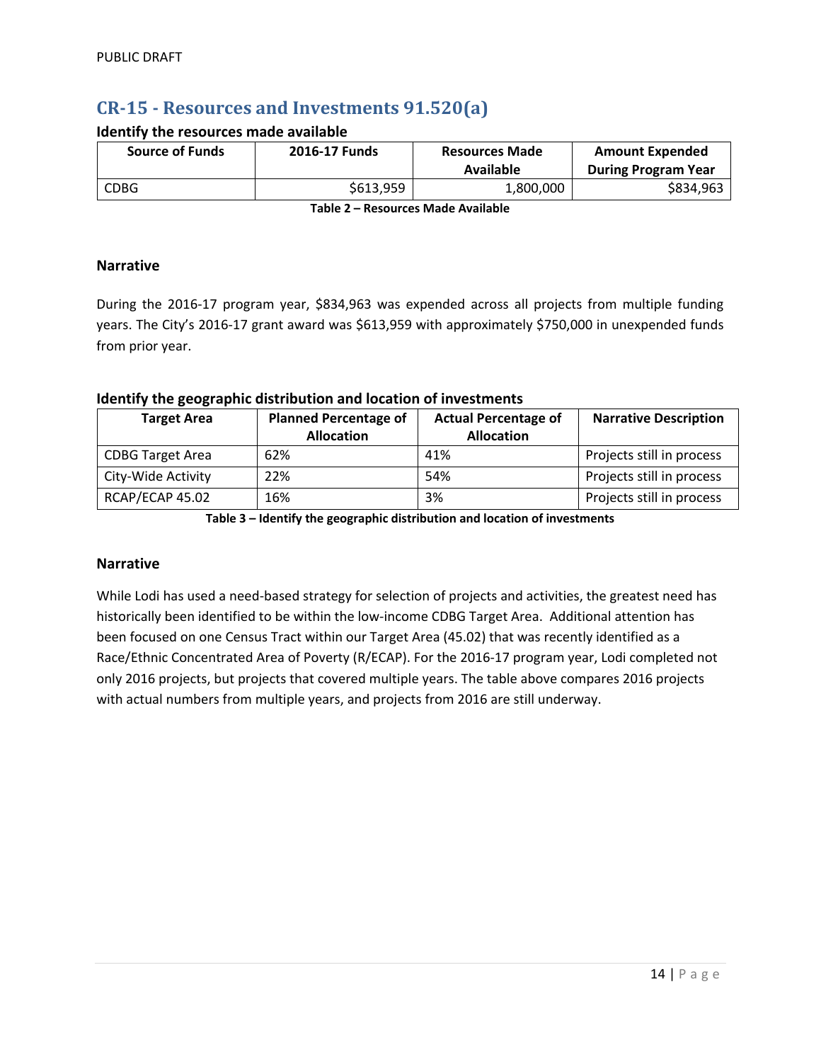## CR-15 - Resources and Investments 91.520(a)

### Identify the resources made available

| Source of Funds | 2016-17 Funds | Resources Made Available | Amount Expended During Program Year |
|---|---|---|---|
| CDBG | $613,959 | 1,800,000 | $834,963 |

**Table 2 – Resources Made Available**

### Narrative

During the 2016-17 program year, $834,963 was expended across all projects from multiple funding years. The City's 2016-17 grant award was $613,959 with approximately $750,000 in unexpended funds from prior year.

### Identify the geographic distribution and location of investments

| Target Area | Planned Percentage of Allocation | Actual Percentage of Allocation | Narrative Description |
|---|---|---|---|
| CDBG Target Area | 62% | 41% | Projects still in process |
| City-Wide Activity | 22% | 54% | Projects still in process |
| RCAP/ECAP 45.02 | 16% | 3% | Projects still in process |

**Table 3 – Identify the geographic distribution and location of investments**

### Narrative

While Lodi has used a need-based strategy for selection of projects and activities, the greatest need has historically been identified to be within the low-income CDBG Target Area. Additional attention has been focused on one Census Tract within our Target Area (45.02) that was recently identified as a Race/Ethnic Concentrated Area of Poverty (R/ECAP). For the 2016-17 program year, Lodi completed not only 2016 projects, but projects that covered multiple years. The table above compares 2016 projects with actual numbers from multiple years, and projects from 2016 are still underway.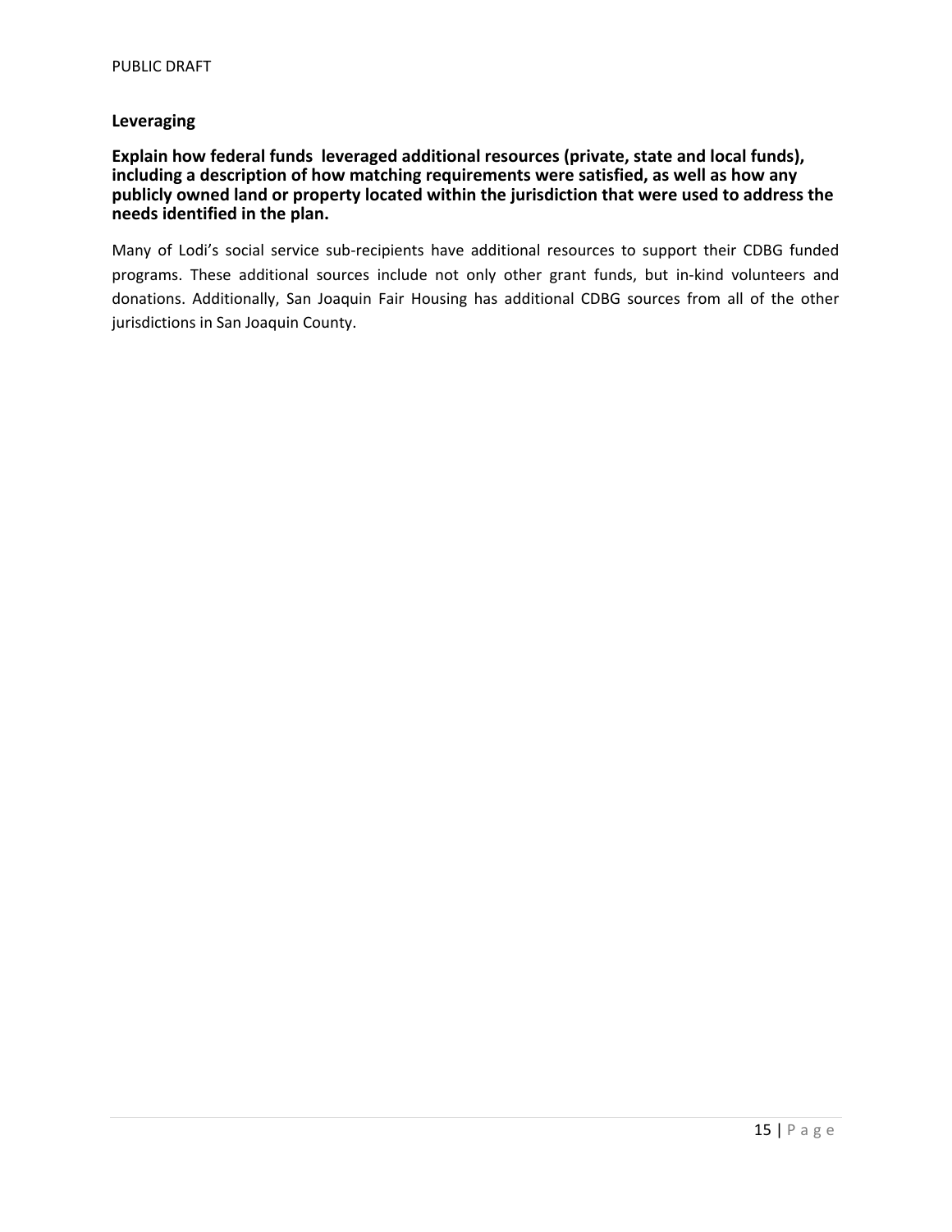## Leveraging

**Explain how federal funds leveraged additional resources (private, state and local funds), including a description of how matching requirements were satisfied, as well as how any publicly owned land or property located within the jurisdiction that were used to address the needs identified in the plan.**

Many of Lodi's social service sub-recipients have additional resources to support their CDBG funded programs. These additional sources include not only other grant funds, but in-kind volunteers and donations. Additionally, San Joaquin Fair Housing has additional CDBG sources from all of the other jurisdictions in San Joaquin County.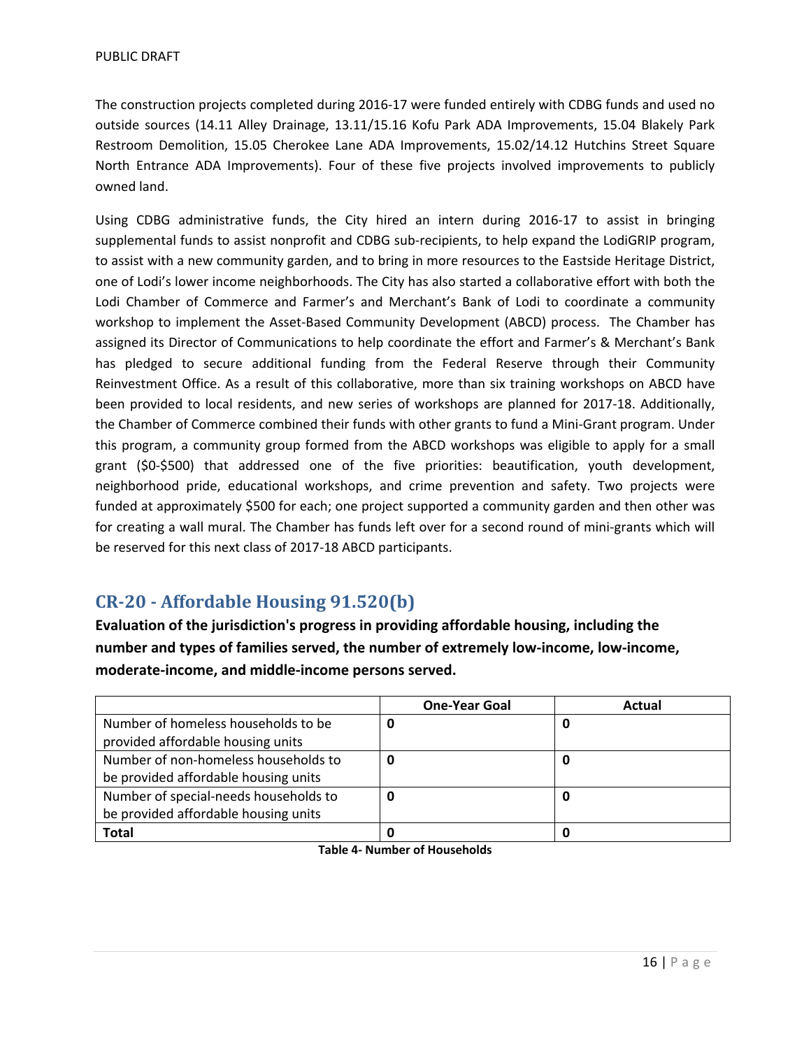The construction projects completed during 2016-17 were funded entirely with CDBG funds and used no outside sources (14.11 Alley Drainage, 13.11/15.16 Kofu Park ADA Improvements, 15.04 Blakely Park Restroom Demolition, 15.05 Cherokee Lane ADA Improvements, 15.02/14.12 Hutchins Street Square North Entrance ADA Improvements). Four of these five projects involved improvements to publicly owned land.

Using CDBG administrative funds, the City hired an intern during 2016-17 to assist in bringing supplemental funds to assist nonprofit and CDBG sub-recipients, to help expand the LodiGRIP program, to assist with a new community garden, and to bring in more resources to the Eastside Heritage District, one of Lodi's lower income neighborhoods. The City has also started a collaborative effort with both the Lodi Chamber of Commerce and Farmer's and Merchant's Bank of Lodi to coordinate a community workshop to implement the Asset-Based Community Development (ABCD) process. The Chamber has assigned its Director of Communications to help coordinate the effort and Farmer's & Merchant's Bank has pledged to secure additional funding from the Federal Reserve through their Community Reinvestment Office. As a result of this collaborative, more than six training workshops on ABCD have been provided to local residents, and new series of workshops are planned for 2017-18. Additionally, the Chamber of Commerce combined their funds with other grants to fund a Mini-Grant program. Under this program, a community group formed from the ABCD workshops was eligible to apply for a small grant ($0-$500) that addressed one of the five priorities: beautification, youth development, neighborhood pride, educational workshops, and crime prevention and safety. Two projects were funded at approximately $500 for each; one project supported a community garden and then other was for creating a wall mural. The Chamber has funds left over for a second round of mini-grants which will be reserved for this next class of 2017-18 ABCD participants.

## CR-20 - Affordable Housing 91.520(b)

**Evaluation of the jurisdiction's progress in providing affordable housing, including the number and types of families served, the number of extremely low-income, low-income, moderate-income, and middle-income persons served.**

| | One-Year Goal | Actual |
|---|---|---|
| Number of homeless households to be provided affordable housing units | **0** | **0** |
| Number of non-homeless households to be provided affordable housing units | **0** | **0** |
| Number of special-needs households to be provided affordable housing units | **0** | **0** |
| **Total** | **0** | **0** |

**Table 4- Number of Households**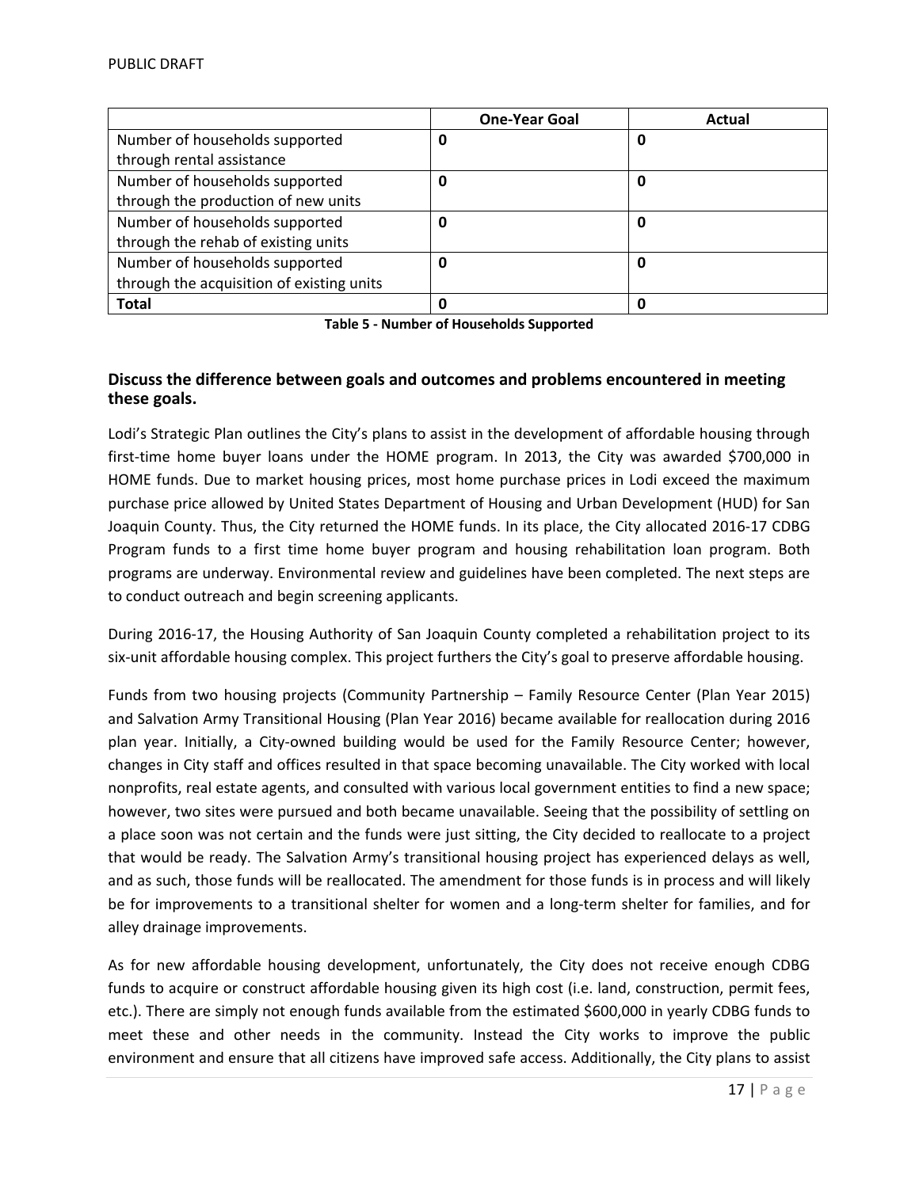| | One-Year Goal | Actual |
|---|---|---|
| Number of households supported through rental assistance | **0** | **0** |
| Number of households supported through the production of new units | **0** | **0** |
| Number of households supported through the rehab of existing units | **0** | **0** |
| Number of households supported through the acquisition of existing units | **0** | **0** |
| **Total** | **0** | **0** |

**Table 5 - Number of Households Supported**

### Discuss the difference between goals and outcomes and problems encountered in meeting these goals.

Lodi's Strategic Plan outlines the City's plans to assist in the development of affordable housing through first-time home buyer loans under the HOME program. In 2013, the City was awarded $700,000 in HOME funds. Due to market housing prices, most home purchase prices in Lodi exceed the maximum purchase price allowed by United States Department of Housing and Urban Development (HUD) for San Joaquin County. Thus, the City returned the HOME funds. In its place, the City allocated 2016-17 CDBG Program funds to a first time home buyer program and housing rehabilitation loan program. Both programs are underway. Environmental review and guidelines have been completed. The next steps are to conduct outreach and begin screening applicants.

During 2016-17, the Housing Authority of San Joaquin County completed a rehabilitation project to its six-unit affordable housing complex. This project furthers the City's goal to preserve affordable housing.

Funds from two housing projects (Community Partnership – Family Resource Center (Plan Year 2015) and Salvation Army Transitional Housing (Plan Year 2016) became available for reallocation during 2016 plan year. Initially, a City-owned building would be used for the Family Resource Center; however, changes in City staff and offices resulted in that space becoming unavailable. The City worked with local nonprofits, real estate agents, and consulted with various local government entities to find a new space; however, two sites were pursued and both became unavailable. Seeing that the possibility of settling on a place soon was not certain and the funds were just sitting, the City decided to reallocate to a project that would be ready. The Salvation Army's transitional housing project has experienced delays as well, and as such, those funds will be reallocated. The amendment for those funds is in process and will likely be for improvements to a transitional shelter for women and a long-term shelter for families, and for alley drainage improvements.

As for new affordable housing development, unfortunately, the City does not receive enough CDBG funds to acquire or construct affordable housing given its high cost (i.e. land, construction, permit fees, etc.). There are simply not enough funds available from the estimated $600,000 in yearly CDBG funds to meet these and other needs in the community. Instead the City works to improve the public environment and ensure that all citizens have improved safe access. Additionally, the City plans to assist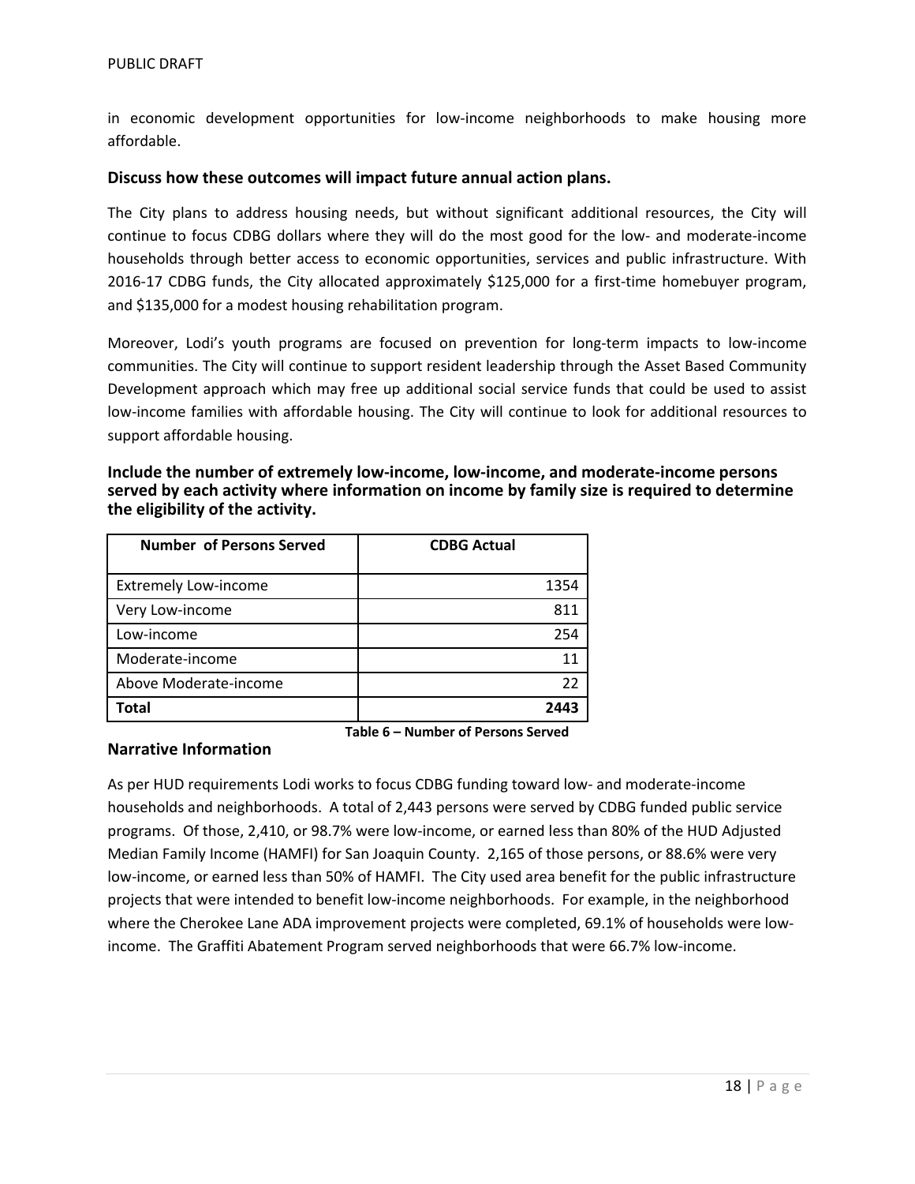in economic development opportunities for low-income neighborhoods to make housing more affordable.

### Discuss how these outcomes will impact future annual action plans.

The City plans to address housing needs, but without significant additional resources, the City will continue to focus CDBG dollars where they will do the most good for the low- and moderate-income households through better access to economic opportunities, services and public infrastructure. With 2016-17 CDBG funds, the City allocated approximately $125,000 for a first-time homebuyer program, and $135,000 for a modest housing rehabilitation program.

Moreover, Lodi's youth programs are focused on prevention for long-term impacts to low-income communities. The City will continue to support resident leadership through the Asset Based Community Development approach which may free up additional social service funds that could be used to assist low-income families with affordable housing. The City will continue to look for additional resources to support affordable housing.

### Include the number of extremely low-income, low-income, and moderate-income persons served by each activity where information on income by family size is required to determine the eligibility of the activity.

| Number of Persons Served | CDBG Actual |
|---|---|
| Extremely Low-income | 1354 |
| Very Low-income | 811 |
| Low-income | 254 |
| Moderate-income | 11 |
| Above Moderate-income | 22 |
| **Total** | **2443** |

**Table 6 – Number of Persons Served**

### Narrative Information

As per HUD requirements Lodi works to focus CDBG funding toward low- and moderate-income households and neighborhoods. A total of 2,443 persons were served by CDBG funded public service programs. Of those, 2,410, or 98.7% were low-income, or earned less than 80% of the HUD Adjusted Median Family Income (HAMFI) for San Joaquin County. 2,165 of those persons, or 88.6% were very low-income, or earned less than 50% of HAMFI. The City used area benefit for the public infrastructure projects that were intended to benefit low-income neighborhoods. For example, in the neighborhood where the Cherokee Lane ADA improvement projects were completed, 69.1% of households were low-income. The Graffiti Abatement Program served neighborhoods that were 66.7% low-income.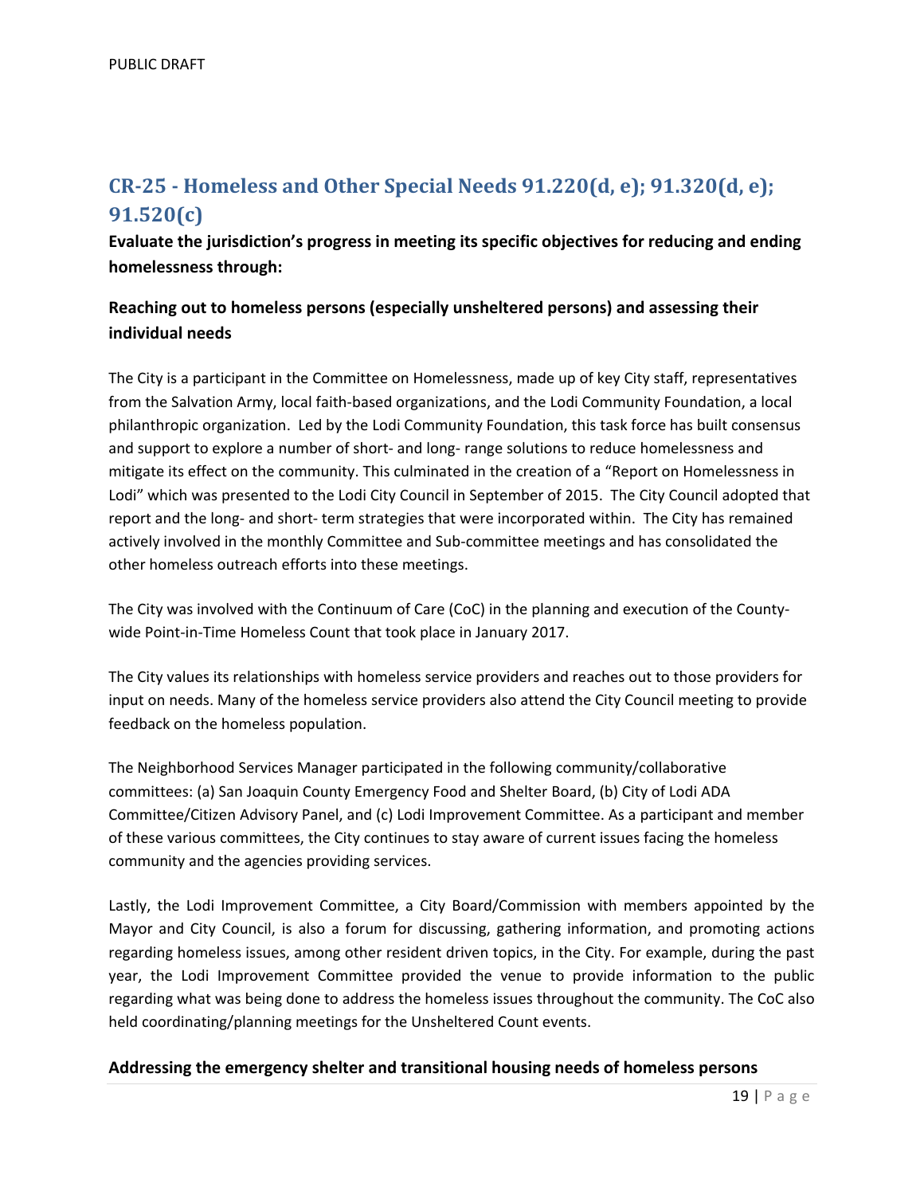## CR-25 - Homeless and Other Special Needs 91.220(d, e); 91.320(d, e); 91.520(c)

**Evaluate the jurisdiction's progress in meeting its specific objectives for reducing and ending homelessness through:**

### Reaching out to homeless persons (especially unsheltered persons) and assessing their individual needs

The City is a participant in the Committee on Homelessness, made up of key City staff, representatives from the Salvation Army, local faith-based organizations, and the Lodi Community Foundation, a local philanthropic organization. Led by the Lodi Community Foundation, this task force has built consensus and support to explore a number of short- and long- range solutions to reduce homelessness and mitigate its effect on the community. This culminated in the creation of a "Report on Homelessness in Lodi" which was presented to the Lodi City Council in September of 2015. The City Council adopted that report and the long- and short- term strategies that were incorporated within. The City has remained actively involved in the monthly Committee and Sub-committee meetings and has consolidated the other homeless outreach efforts into these meetings.

The City was involved with the Continuum of Care (CoC) in the planning and execution of the County-wide Point-in-Time Homeless Count that took place in January 2017.

The City values its relationships with homeless service providers and reaches out to those providers for input on needs. Many of the homeless service providers also attend the City Council meeting to provide feedback on the homeless population.

The Neighborhood Services Manager participated in the following community/collaborative committees: (a) San Joaquin County Emergency Food and Shelter Board, (b) City of Lodi ADA Committee/Citizen Advisory Panel, and (c) Lodi Improvement Committee. As a participant and member of these various committees, the City continues to stay aware of current issues facing the homeless community and the agencies providing services.

Lastly, the Lodi Improvement Committee, a City Board/Commission with members appointed by the Mayor and City Council, is also a forum for discussing, gathering information, and promoting actions regarding homeless issues, among other resident driven topics, in the City. For example, during the past year, the Lodi Improvement Committee provided the venue to provide information to the public regarding what was being done to address the homeless issues throughout the community. The CoC also held coordinating/planning meetings for the Unsheltered Count events.

### Addressing the emergency shelter and transitional housing needs of homeless persons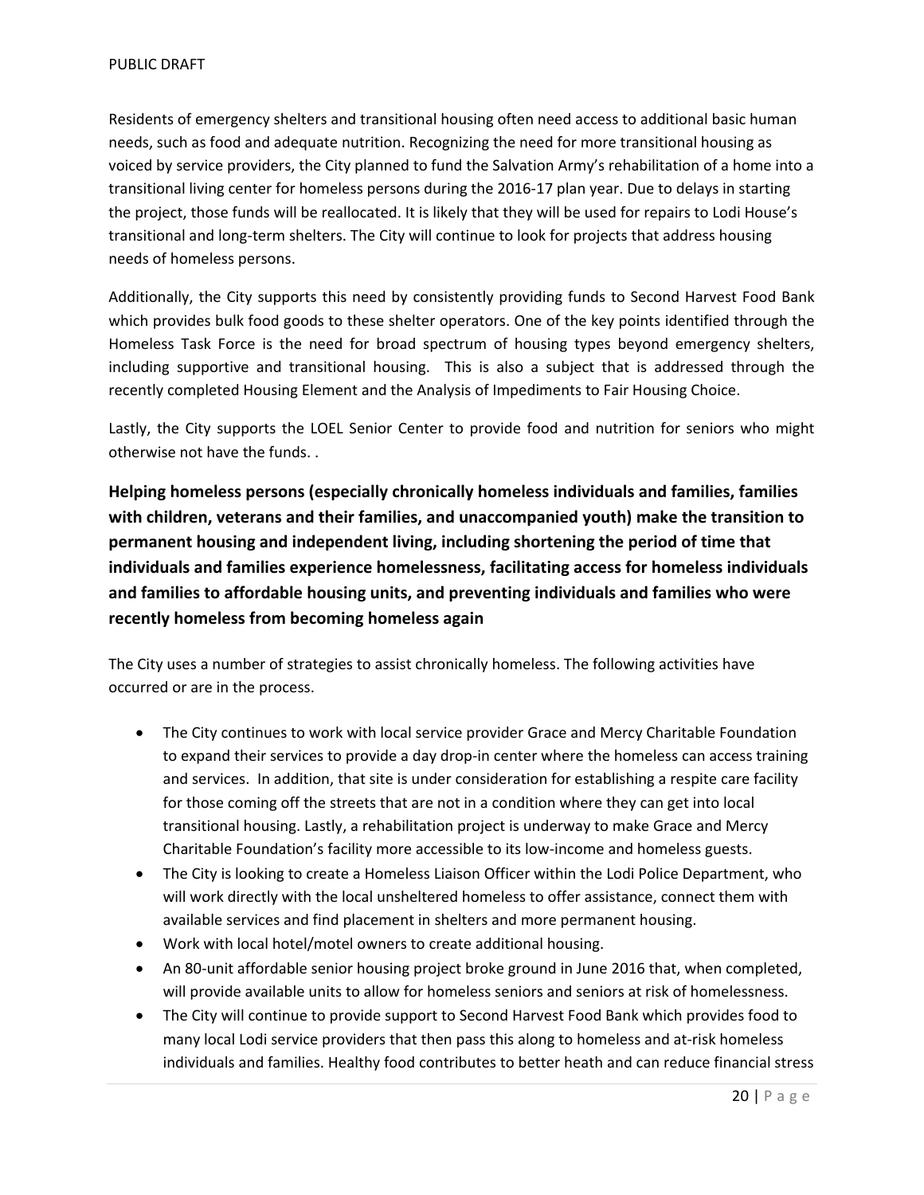Residents of emergency shelters and transitional housing often need access to additional basic human needs, such as food and adequate nutrition. Recognizing the need for more transitional housing as voiced by service providers, the City planned to fund the Salvation Army's rehabilitation of a home into a transitional living center for homeless persons during the 2016-17 plan year. Due to delays in starting the project, those funds will be reallocated. It is likely that they will be used for repairs to Lodi House's transitional and long-term shelters. The City will continue to look for projects that address housing needs of homeless persons.

Additionally, the City supports this need by consistently providing funds to Second Harvest Food Bank which provides bulk food goods to these shelter operators. One of the key points identified through the Homeless Task Force is the need for broad spectrum of housing types beyond emergency shelters, including supportive and transitional housing. This is also a subject that is addressed through the recently completed Housing Element and the Analysis of Impediments to Fair Housing Choice.

Lastly, the City supports the LOEL Senior Center to provide food and nutrition for seniors who might otherwise not have the funds. .

### Helping homeless persons (especially chronically homeless individuals and families, families with children, veterans and their families, and unaccompanied youth) make the transition to permanent housing and independent living, including shortening the period of time that individuals and families experience homelessness, facilitating access for homeless individuals and families to affordable housing units, and preventing individuals and families who were recently homeless from becoming homeless again

The City uses a number of strategies to assist chronically homeless. The following activities have occurred or are in the process.

- The City continues to work with local service provider Grace and Mercy Charitable Foundation to expand their services to provide a day drop-in center where the homeless can access training and services. In addition, that site is under consideration for establishing a respite care facility for those coming off the streets that are not in a condition where they can get into local transitional housing. Lastly, a rehabilitation project is underway to make Grace and Mercy Charitable Foundation's facility more accessible to its low-income and homeless guests.
- The City is looking to create a Homeless Liaison Officer within the Lodi Police Department, who will work directly with the local unsheltered homeless to offer assistance, connect them with available services and find placement in shelters and more permanent housing.
- Work with local hotel/motel owners to create additional housing.
- An 80-unit affordable senior housing project broke ground in June 2016 that, when completed, will provide available units to allow for homeless seniors and seniors at risk of homelessness.
- The City will continue to provide support to Second Harvest Food Bank which provides food to many local Lodi service providers that then pass this along to homeless and at-risk homeless individuals and families. Healthy food contributes to better heath and can reduce financial stress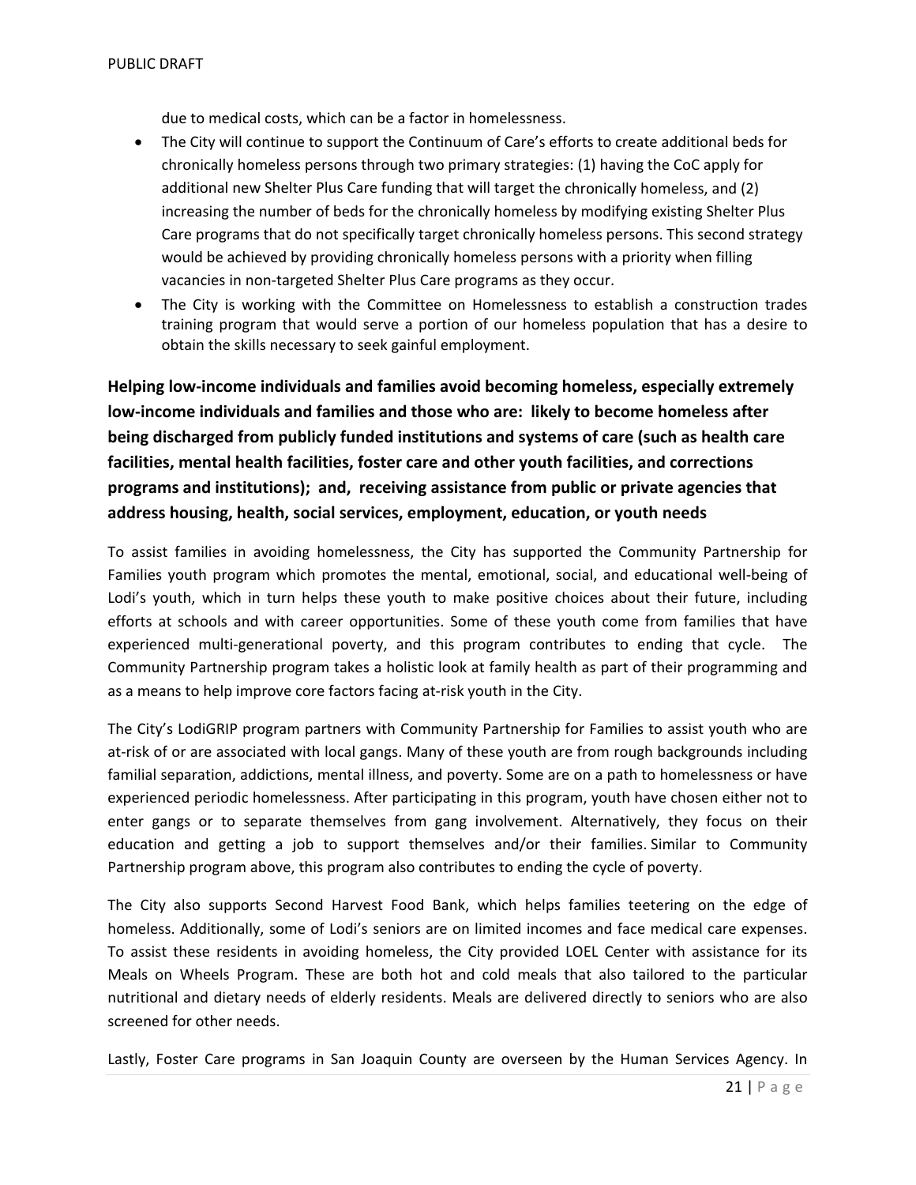due to medical costs, which can be a factor in homelessness.

- The City will continue to support the Continuum of Care's efforts to create additional beds for chronically homeless persons through two primary strategies: (1) having the CoC apply for additional new Shelter Plus Care funding that will target the chronically homeless, and (2) increasing the number of beds for the chronically homeless by modifying existing Shelter Plus Care programs that do not specifically target chronically homeless persons. This second strategy would be achieved by providing chronically homeless persons with a priority when filling vacancies in non-targeted Shelter Plus Care programs as they occur.
- The City is working with the Committee on Homelessness to establish a construction trades training program that would serve a portion of our homeless population that has a desire to obtain the skills necessary to seek gainful employment.

**Helping low-income individuals and families avoid becoming homeless, especially extremely low-income individuals and families and those who are: likely to become homeless after being discharged from publicly funded institutions and systems of care (such as health care facilities, mental health facilities, foster care and other youth facilities, and corrections programs and institutions); and, receiving assistance from public or private agencies that address housing, health, social services, employment, education, or youth needs**

To assist families in avoiding homelessness, the City has supported the Community Partnership for Families youth program which promotes the mental, emotional, social, and educational well-being of Lodi's youth, which in turn helps these youth to make positive choices about their future, including efforts at schools and with career opportunities. Some of these youth come from families that have experienced multi-generational poverty, and this program contributes to ending that cycle. The Community Partnership program takes a holistic look at family health as part of their programming and as a means to help improve core factors facing at-risk youth in the City.

The City's LodiGRIP program partners with Community Partnership for Families to assist youth who are at-risk of or are associated with local gangs. Many of these youth are from rough backgrounds including familial separation, addictions, mental illness, and poverty. Some are on a path to homelessness or have experienced periodic homelessness. After participating in this program, youth have chosen either not to enter gangs or to separate themselves from gang involvement. Alternatively, they focus on their education and getting a job to support themselves and/or their families. Similar to Community Partnership program above, this program also contributes to ending the cycle of poverty.

The City also supports Second Harvest Food Bank, which helps families teetering on the edge of homeless. Additionally, some of Lodi's seniors are on limited incomes and face medical care expenses. To assist these residents in avoiding homeless, the City provided LOEL Center with assistance for its Meals on Wheels Program. These are both hot and cold meals that also tailored to the particular nutritional and dietary needs of elderly residents. Meals are delivered directly to seniors who are also screened for other needs.

Lastly, Foster Care programs in San Joaquin County are overseen by the Human Services Agency. In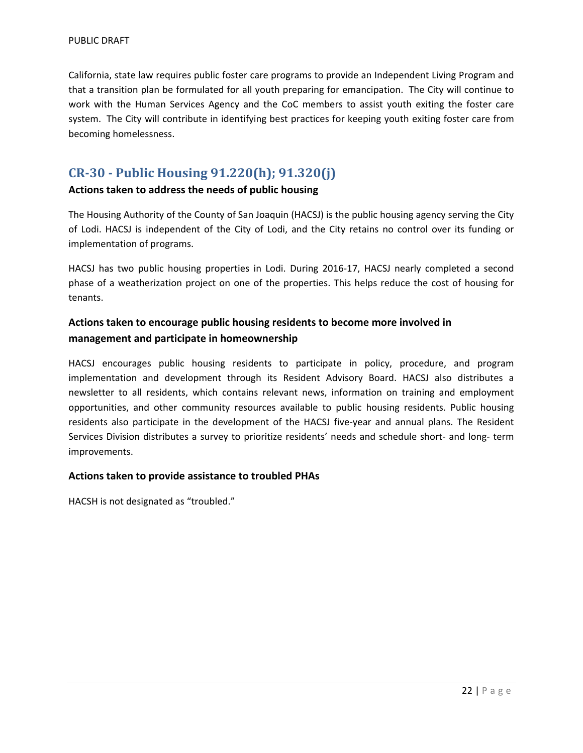California, state law requires public foster care programs to provide an Independent Living Program and that a transition plan be formulated for all youth preparing for emancipation. The City will continue to work with the Human Services Agency and the CoC members to assist youth exiting the foster care system. The City will contribute in identifying best practices for keeping youth exiting foster care from becoming homelessness.

## CR-30 - Public Housing 91.220(h); 91.320(j)

### Actions taken to address the needs of public housing

The Housing Authority of the County of San Joaquin (HACSJ) is the public housing agency serving the City of Lodi. HACSJ is independent of the City of Lodi, and the City retains no control over its funding or implementation of programs.

HACSJ has two public housing properties in Lodi. During 2016-17, HACSJ nearly completed a second phase of a weatherization project on one of the properties. This helps reduce the cost of housing for tenants.

### Actions taken to encourage public housing residents to become more involved in management and participate in homeownership

HACSJ encourages public housing residents to participate in policy, procedure, and program implementation and development through its Resident Advisory Board. HACSJ also distributes a newsletter to all residents, which contains relevant news, information on training and employment opportunities, and other community resources available to public housing residents. Public housing residents also participate in the development of the HACSJ five-year and annual plans. The Resident Services Division distributes a survey to prioritize residents' needs and schedule short- and long- term improvements.

### Actions taken to provide assistance to troubled PHAs

HACSH is not designated as "troubled."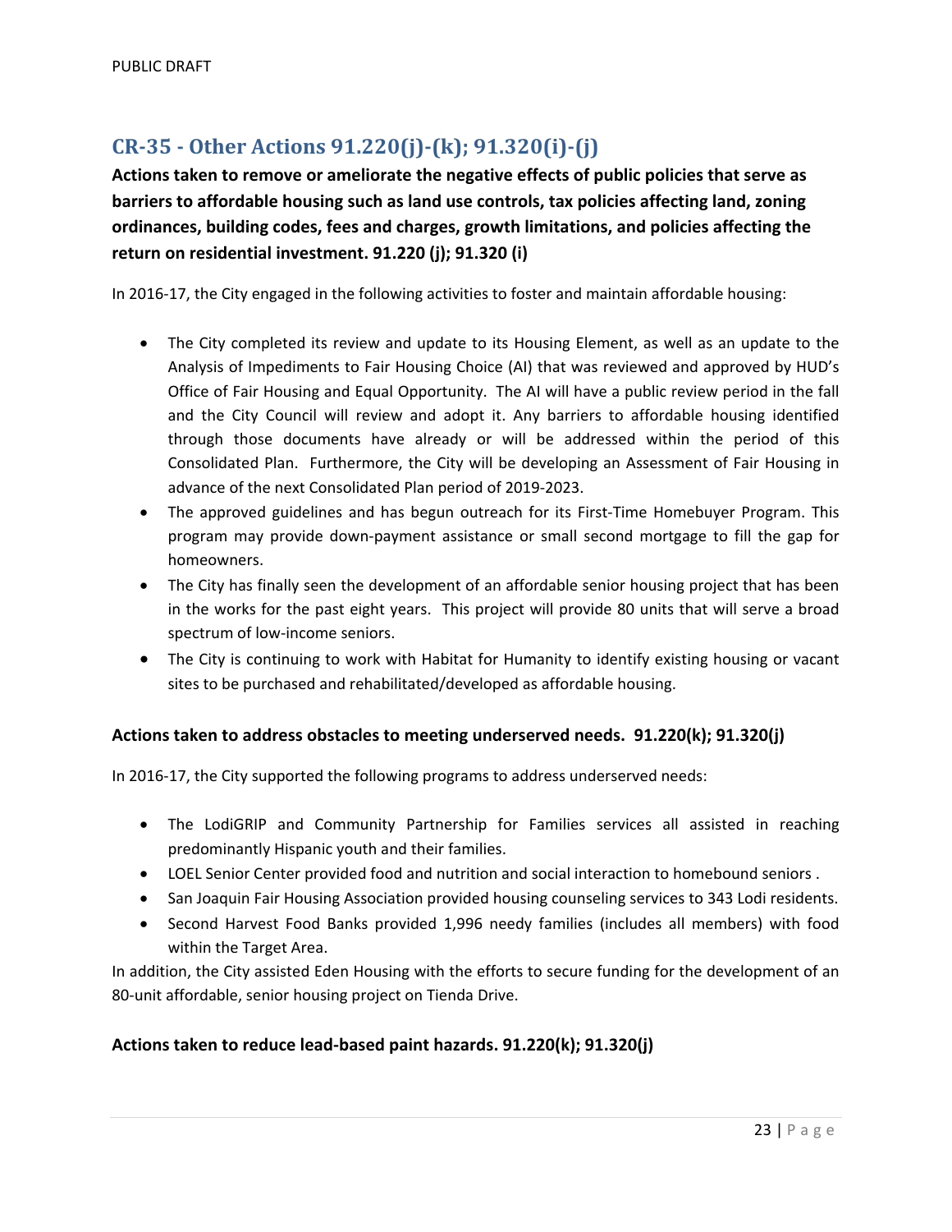## CR-35 - Other Actions 91.220(j)-(k); 91.320(i)-(j)

**Actions taken to remove or ameliorate the negative effects of public policies that serve as barriers to affordable housing such as land use controls, tax policies affecting land, zoning ordinances, building codes, fees and charges, growth limitations, and policies affecting the return on residential investment. 91.220 (j); 91.320 (i)**

In 2016-17, the City engaged in the following activities to foster and maintain affordable housing:

- The City completed its review and update to its Housing Element, as well as an update to the Analysis of Impediments to Fair Housing Choice (AI) that was reviewed and approved by HUD's Office of Fair Housing and Equal Opportunity. The AI will have a public review period in the fall and the City Council will review and adopt it. Any barriers to affordable housing identified through those documents have already or will be addressed within the period of this Consolidated Plan. Furthermore, the City will be developing an Assessment of Fair Housing in advance of the next Consolidated Plan period of 2019-2023.
- The approved guidelines and has begun outreach for its First-Time Homebuyer Program. This program may provide down-payment assistance or small second mortgage to fill the gap for homeowners.
- The City has finally seen the development of an affordable senior housing project that has been in the works for the past eight years. This project will provide 80 units that will serve a broad spectrum of low-income seniors.
- The City is continuing to work with Habitat for Humanity to identify existing housing or vacant sites to be purchased and rehabilitated/developed as affordable housing.

### Actions taken to address obstacles to meeting underserved needs. 91.220(k); 91.320(j)

In 2016-17, the City supported the following programs to address underserved needs:

- The LodiGRIP and Community Partnership for Families services all assisted in reaching predominantly Hispanic youth and their families.
- LOEL Senior Center provided food and nutrition and social interaction to homebound seniors .
- San Joaquin Fair Housing Association provided housing counseling services to 343 Lodi residents.
- Second Harvest Food Banks provided 1,996 needy families (includes all members) with food within the Target Area.

In addition, the City assisted Eden Housing with the efforts to secure funding for the development of an 80-unit affordable, senior housing project on Tienda Drive.

### Actions taken to reduce lead-based paint hazards. 91.220(k); 91.320(j)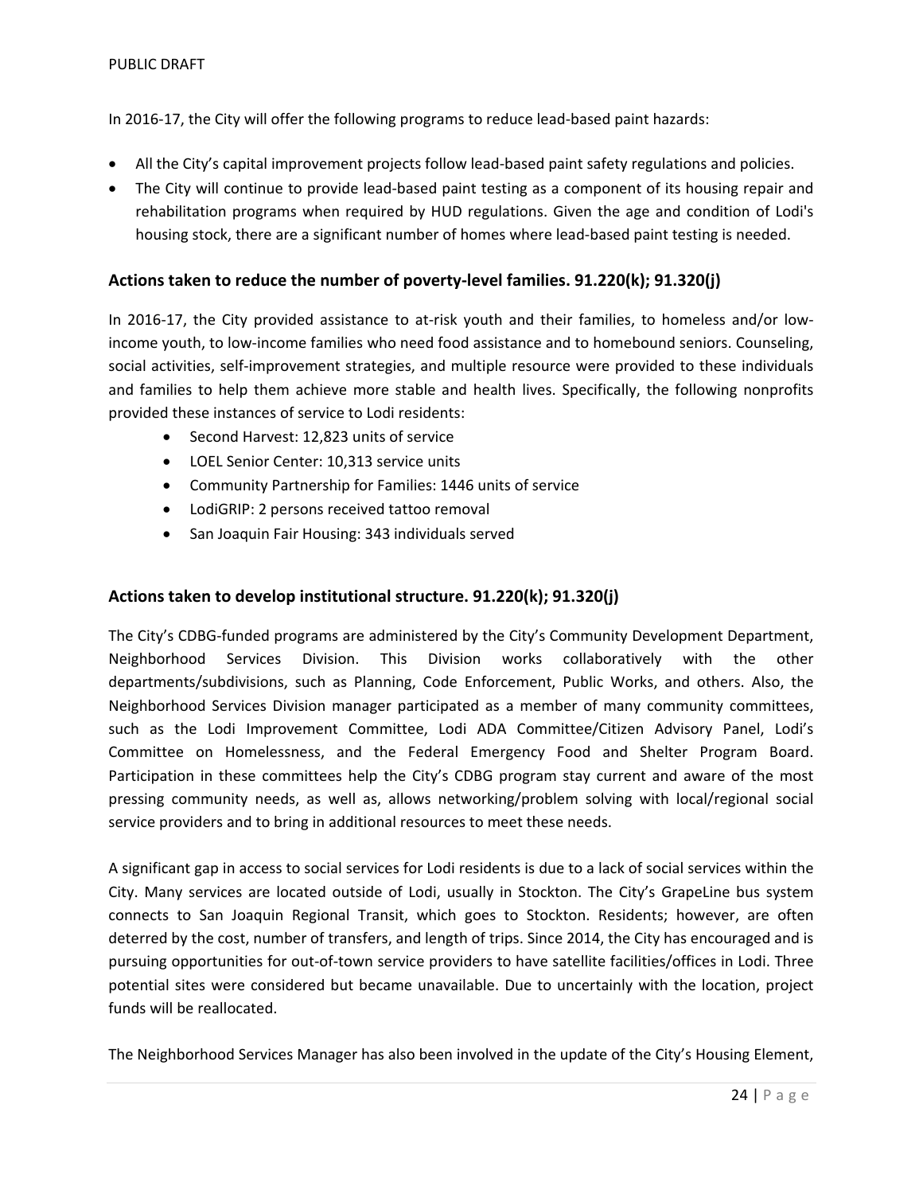In 2016-17, the City will offer the following programs to reduce lead-based paint hazards:

- All the City's capital improvement projects follow lead-based paint safety regulations and policies.
- The City will continue to provide lead-based paint testing as a component of its housing repair and rehabilitation programs when required by HUD regulations. Given the age and condition of Lodi's housing stock, there are a significant number of homes where lead-based paint testing is needed.

## Actions taken to reduce the number of poverty-level families. 91.220(k); 91.320(j)

In 2016-17, the City provided assistance to at-risk youth and their families, to homeless and/or low-income youth, to low-income families who need food assistance and to homebound seniors. Counseling, social activities, self-improvement strategies, and multiple resource were provided to these individuals and families to help them achieve more stable and health lives. Specifically, the following nonprofits provided these instances of service to Lodi residents:

- Second Harvest: 12,823 units of service
- LOEL Senior Center: 10,313 service units
- Community Partnership for Families: 1446 units of service
- LodiGRIP: 2 persons received tattoo removal
- San Joaquin Fair Housing: 343 individuals served

## Actions taken to develop institutional structure. 91.220(k); 91.320(j)

The City's CDBG-funded programs are administered by the City's Community Development Department, Neighborhood Services Division. This Division works collaboratively with the other departments/subdivisions, such as Planning, Code Enforcement, Public Works, and others. Also, the Neighborhood Services Division manager participated as a member of many community committees, such as the Lodi Improvement Committee, Lodi ADA Committee/Citizen Advisory Panel, Lodi's Committee on Homelessness, and the Federal Emergency Food and Shelter Program Board. Participation in these committees help the City's CDBG program stay current and aware of the most pressing community needs, as well as, allows networking/problem solving with local/regional social service providers and to bring in additional resources to meet these needs.

A significant gap in access to social services for Lodi residents is due to a lack of social services within the City. Many services are located outside of Lodi, usually in Stockton. The City's GrapeLine bus system connects to San Joaquin Regional Transit, which goes to Stockton. Residents; however, are often deterred by the cost, number of transfers, and length of trips. Since 2014, the City has encouraged and is pursuing opportunities for out-of-town service providers to have satellite facilities/offices in Lodi. Three potential sites were considered but became unavailable. Due to uncertainly with the location, project funds will be reallocated.

The Neighborhood Services Manager has also been involved in the update of the City's Housing Element,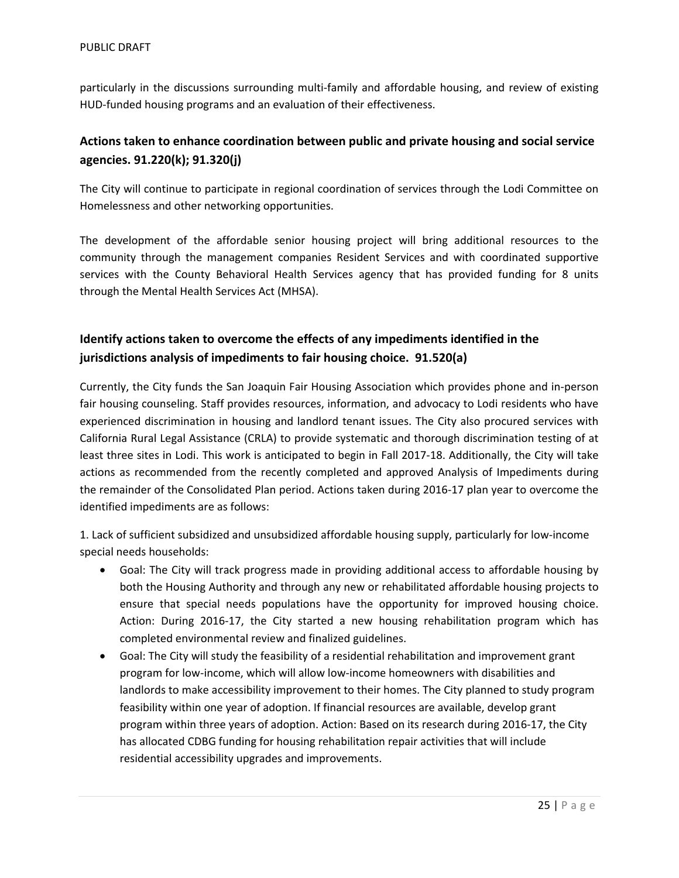particularly in the discussions surrounding multi-family and affordable housing, and review of existing HUD-funded housing programs and an evaluation of their effectiveness.

## Actions taken to enhance coordination between public and private housing and social service agencies. 91.220(k); 91.320(j)

The City will continue to participate in regional coordination of services through the Lodi Committee on Homelessness and other networking opportunities.

The development of the affordable senior housing project will bring additional resources to the community through the management companies Resident Services and with coordinated supportive services with the County Behavioral Health Services agency that has provided funding for 8 units through the Mental Health Services Act (MHSA).

## Identify actions taken to overcome the effects of any impediments identified in the jurisdictions analysis of impediments to fair housing choice. 91.520(a)

Currently, the City funds the San Joaquin Fair Housing Association which provides phone and in-person fair housing counseling. Staff provides resources, information, and advocacy to Lodi residents who have experienced discrimination in housing and landlord tenant issues. The City also procured services with California Rural Legal Assistance (CRLA) to provide systematic and thorough discrimination testing of at least three sites in Lodi. This work is anticipated to begin in Fall 2017-18. Additionally, the City will take actions as recommended from the recently completed and approved Analysis of Impediments during the remainder of the Consolidated Plan period. Actions taken during 2016-17 plan year to overcome the identified impediments are as follows:

1. Lack of sufficient subsidized and unsubsidized affordable housing supply, particularly for low-income special needs households:

- Goal: The City will track progress made in providing additional access to affordable housing by both the Housing Authority and through any new or rehabilitated affordable housing projects to ensure that special needs populations have the opportunity for improved housing choice. Action: During 2016-17, the City started a new housing rehabilitation program which has completed environmental review and finalized guidelines.
- Goal: The City will study the feasibility of a residential rehabilitation and improvement grant program for low-income, which will allow low-income homeowners with disabilities and landlords to make accessibility improvement to their homes. The City planned to study program feasibility within one year of adoption. If financial resources are available, develop grant program within three years of adoption. Action: Based on its research during 2016-17, the City has allocated CDBG funding for housing rehabilitation repair activities that will include residential accessibility upgrades and improvements.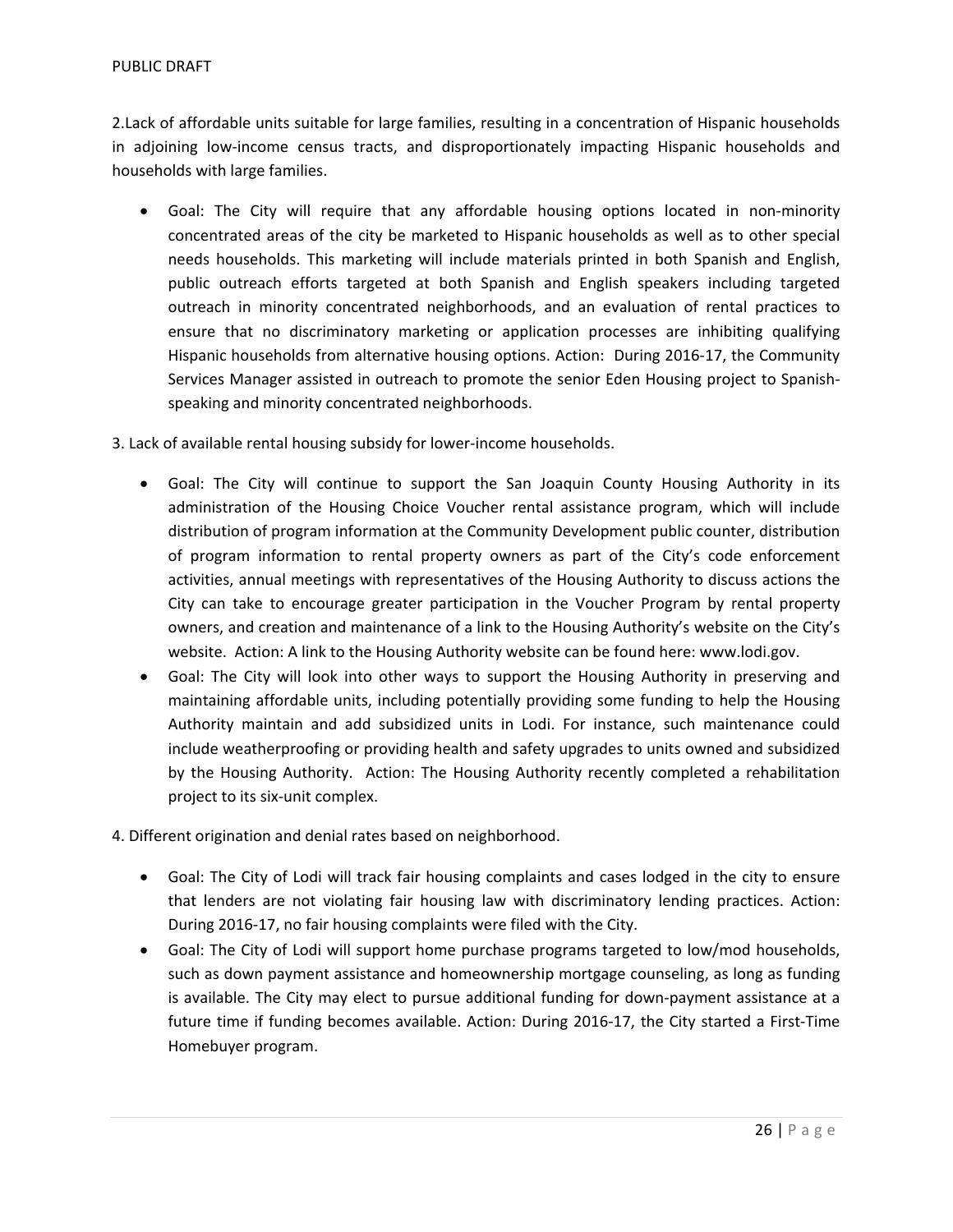2.Lack of affordable units suitable for large families, resulting in a concentration of Hispanic households in adjoining low-income census tracts, and disproportionately impacting Hispanic households and households with large families.

- Goal: The City will require that any affordable housing options located in non-minority concentrated areas of the city be marketed to Hispanic households as well as to other special needs households. This marketing will include materials printed in both Spanish and English, public outreach efforts targeted at both Spanish and English speakers including targeted outreach in minority concentrated neighborhoods, and an evaluation of rental practices to ensure that no discriminatory marketing or application processes are inhibiting qualifying Hispanic households from alternative housing options. Action: During 2016-17, the Community Services Manager assisted in outreach to promote the senior Eden Housing project to Spanish-speaking and minority concentrated neighborhoods.

3. Lack of available rental housing subsidy for lower-income households.

- Goal: The City will continue to support the San Joaquin County Housing Authority in its administration of the Housing Choice Voucher rental assistance program, which will include distribution of program information at the Community Development public counter, distribution of program information to rental property owners as part of the City's code enforcement activities, annual meetings with representatives of the Housing Authority to discuss actions the City can take to encourage greater participation in the Voucher Program by rental property owners, and creation and maintenance of a link to the Housing Authority's website on the City's website. Action: A link to the Housing Authority website can be found here: www.lodi.gov.
- Goal: The City will look into other ways to support the Housing Authority in preserving and maintaining affordable units, including potentially providing some funding to help the Housing Authority maintain and add subsidized units in Lodi. For instance, such maintenance could include weatherproofing or providing health and safety upgrades to units owned and subsidized by the Housing Authority. Action: The Housing Authority recently completed a rehabilitation project to its six-unit complex.

4. Different origination and denial rates based on neighborhood.

- Goal: The City of Lodi will track fair housing complaints and cases lodged in the city to ensure that lenders are not violating fair housing law with discriminatory lending practices. Action: During 2016-17, no fair housing complaints were filed with the City.
- Goal: The City of Lodi will support home purchase programs targeted to low/mod households, such as down payment assistance and homeownership mortgage counseling, as long as funding is available. The City may elect to pursue additional funding for down-payment assistance at a future time if funding becomes available. Action: During 2016-17, the City started a First-Time Homebuyer program.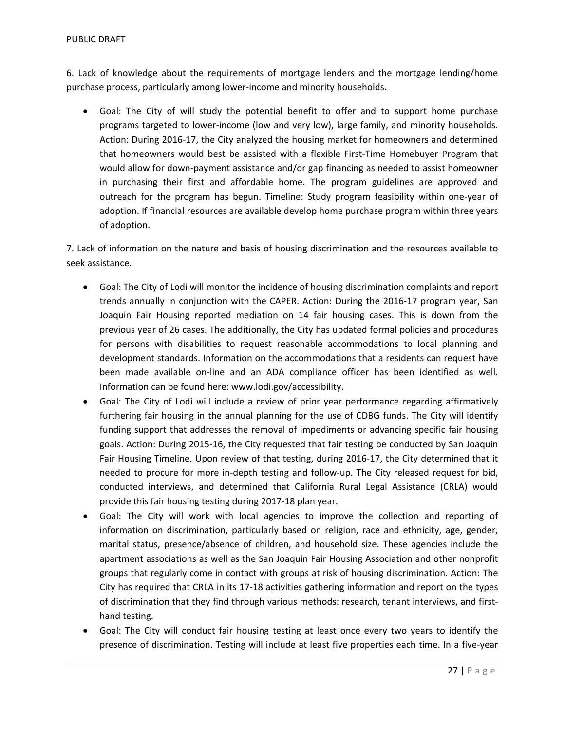6. Lack of knowledge about the requirements of mortgage lenders and the mortgage lending/home purchase process, particularly among lower-income and minority households.

- Goal: The City of will study the potential benefit to offer and to support home purchase programs targeted to lower-income (low and very low), large family, and minority households. Action: During 2016-17, the City analyzed the housing market for homeowners and determined that homeowners would best be assisted with a flexible First-Time Homebuyer Program that would allow for down-payment assistance and/or gap financing as needed to assist homeowner in purchasing their first and affordable home. The program guidelines are approved and outreach for the program has begun. Timeline: Study program feasibility within one-year of adoption. If financial resources are available develop home purchase program within three years of adoption.

7. Lack of information on the nature and basis of housing discrimination and the resources available to seek assistance.

- Goal: The City of Lodi will monitor the incidence of housing discrimination complaints and report trends annually in conjunction with the CAPER. Action: During the 2016-17 program year, San Joaquin Fair Housing reported mediation on 14 fair housing cases. This is down from the previous year of 26 cases. The additionally, the City has updated formal policies and procedures for persons with disabilities to request reasonable accommodations to local planning and development standards. Information on the accommodations that a residents can request have been made available on-line and an ADA compliance officer has been identified as well. Information can be found here: www.lodi.gov/accessibility.
- Goal: The City of Lodi will include a review of prior year performance regarding affirmatively furthering fair housing in the annual planning for the use of CDBG funds. The City will identify funding support that addresses the removal of impediments or advancing specific fair housing goals. Action: During 2015-16, the City requested that fair testing be conducted by San Joaquin Fair Housing Timeline. Upon review of that testing, during 2016-17, the City determined that it needed to procure for more in-depth testing and follow-up. The City released request for bid, conducted interviews, and determined that California Rural Legal Assistance (CRLA) would provide this fair housing testing during 2017-18 plan year.
- Goal: The City will work with local agencies to improve the collection and reporting of information on discrimination, particularly based on religion, race and ethnicity, age, gender, marital status, presence/absence of children, and household size. These agencies include the apartment associations as well as the San Joaquin Fair Housing Association and other nonprofit groups that regularly come in contact with groups at risk of housing discrimination. Action: The City has required that CRLA in its 17-18 activities gathering information and report on the types of discrimination that they find through various methods: research, tenant interviews, and first-hand testing.
- Goal: The City will conduct fair housing testing at least once every two years to identify the presence of discrimination. Testing will include at least five properties each time. In a five-year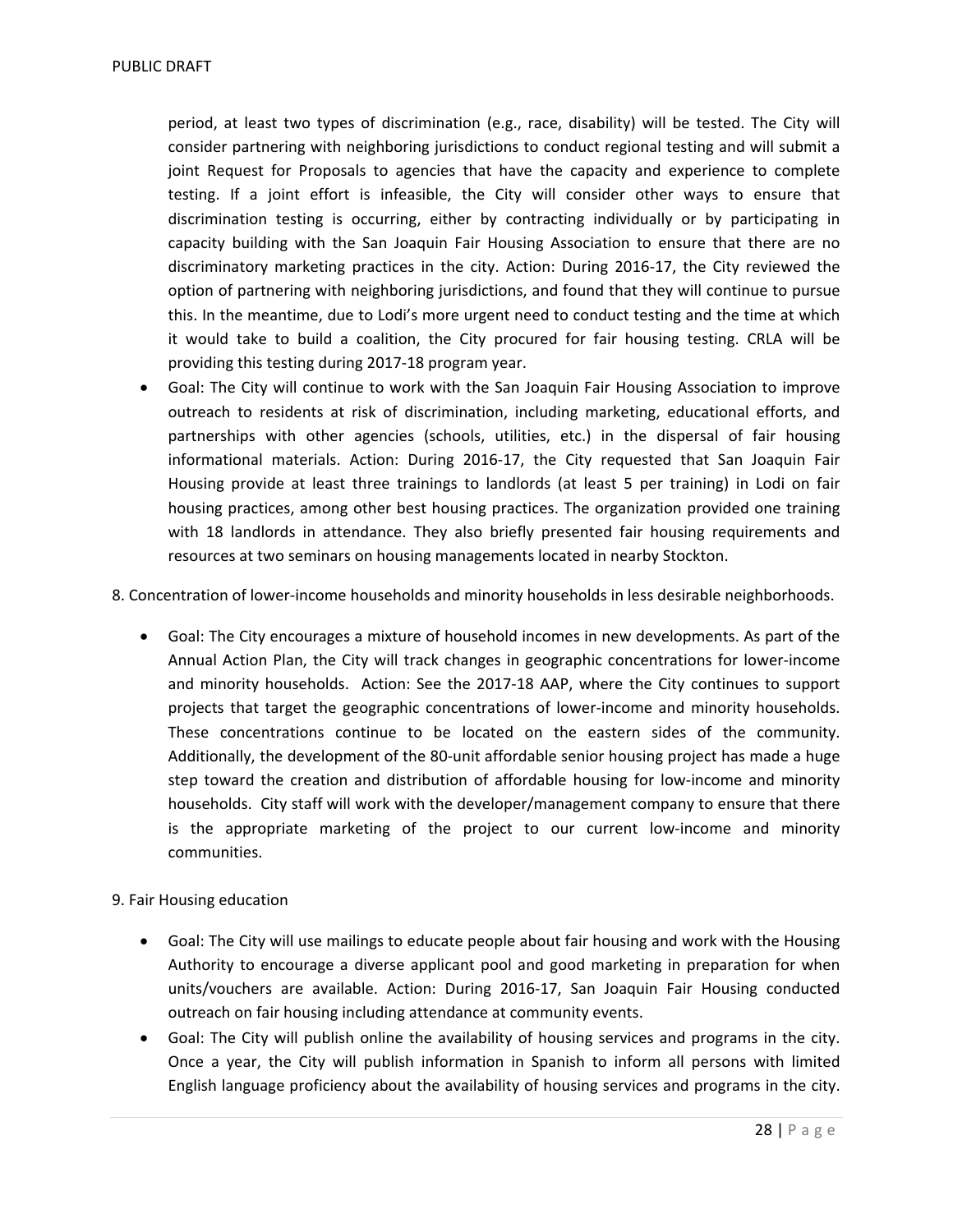period, at least two types of discrimination (e.g., race, disability) will be tested. The City will consider partnering with neighboring jurisdictions to conduct regional testing and will submit a joint Request for Proposals to agencies that have the capacity and experience to complete testing. If a joint effort is infeasible, the City will consider other ways to ensure that discrimination testing is occurring, either by contracting individually or by participating in capacity building with the San Joaquin Fair Housing Association to ensure that there are no discriminatory marketing practices in the city. Action: During 2016-17, the City reviewed the option of partnering with neighboring jurisdictions, and found that they will continue to pursue this. In the meantime, due to Lodi's more urgent need to conduct testing and the time at which it would take to build a coalition, the City procured for fair housing testing. CRLA will be providing this testing during 2017-18 program year.

- Goal: The City will continue to work with the San Joaquin Fair Housing Association to improve outreach to residents at risk of discrimination, including marketing, educational efforts, and partnerships with other agencies (schools, utilities, etc.) in the dispersal of fair housing informational materials. Action: During 2016-17, the City requested that San Joaquin Fair Housing provide at least three trainings to landlords (at least 5 per training) in Lodi on fair housing practices, among other best housing practices. The organization provided one training with 18 landlords in attendance. They also briefly presented fair housing requirements and resources at two seminars on housing managements located in nearby Stockton.

8. Concentration of lower-income households and minority households in less desirable neighborhoods.

- Goal: The City encourages a mixture of household incomes in new developments. As part of the Annual Action Plan, the City will track changes in geographic concentrations for lower-income and minority households. Action: See the 2017-18 AAP, where the City continues to support projects that target the geographic concentrations of lower-income and minority households. These concentrations continue to be located on the eastern sides of the community. Additionally, the development of the 80-unit affordable senior housing project has made a huge step toward the creation and distribution of affordable housing for low-income and minority households. City staff will work with the developer/management company to ensure that there is the appropriate marketing of the project to our current low-income and minority communities.

9. Fair Housing education

- Goal: The City will use mailings to educate people about fair housing and work with the Housing Authority to encourage a diverse applicant pool and good marketing in preparation for when units/vouchers are available. Action: During 2016-17, San Joaquin Fair Housing conducted outreach on fair housing including attendance at community events.
- Goal: The City will publish online the availability of housing services and programs in the city. Once a year, the City will publish information in Spanish to inform all persons with limited English language proficiency about the availability of housing services and programs in the city.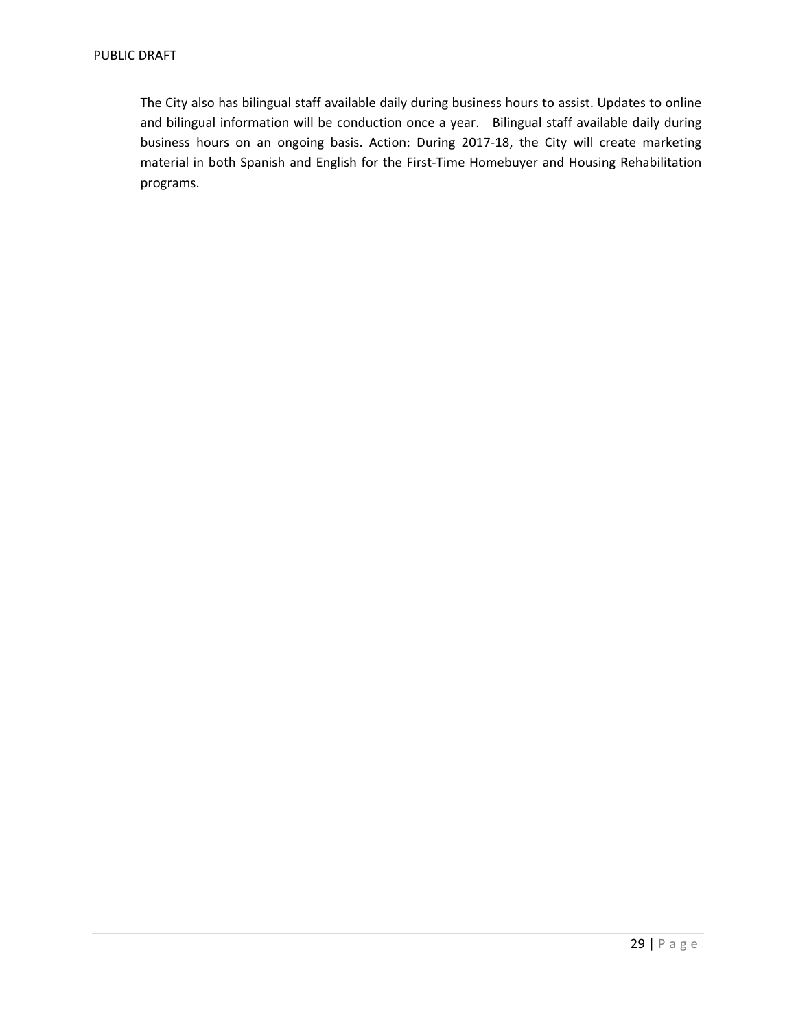The City also has bilingual staff available daily during business hours to assist. Updates to online and bilingual information will be conduction once a year. Bilingual staff available daily during business hours on an ongoing basis. Action: During 2017-18, the City will create marketing material in both Spanish and English for the First-Time Homebuyer and Housing Rehabilitation programs.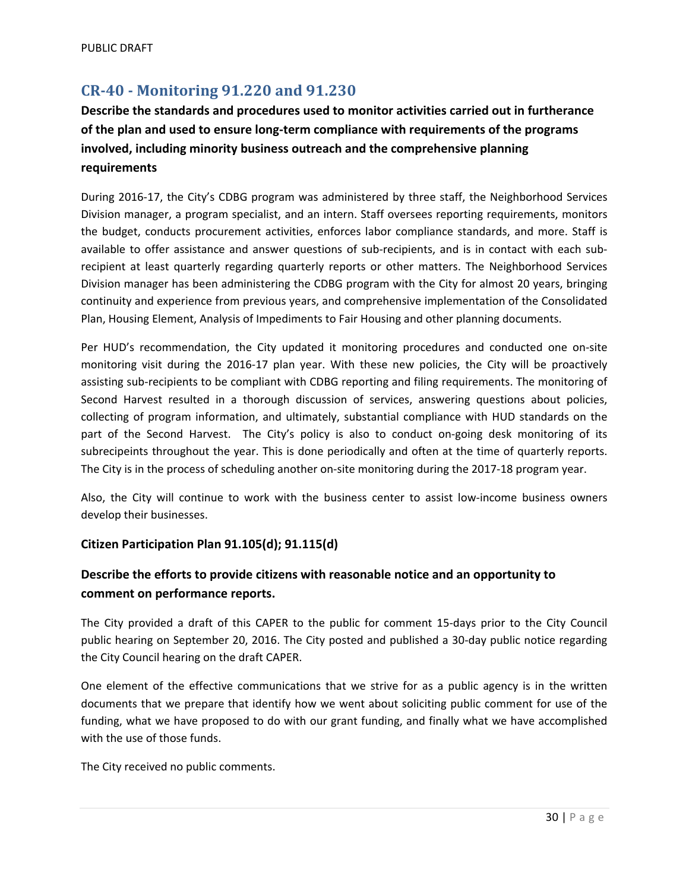## CR-40 - Monitoring 91.220 and 91.230

**Describe the standards and procedures used to monitor activities carried out in furtherance of the plan and used to ensure long-term compliance with requirements of the programs involved, including minority business outreach and the comprehensive planning requirements**

During 2016-17, the City's CDBG program was administered by three staff, the Neighborhood Services Division manager, a program specialist, and an intern. Staff oversees reporting requirements, monitors the budget, conducts procurement activities, enforces labor compliance standards, and more. Staff is available to offer assistance and answer questions of sub-recipients, and is in contact with each sub-recipient at least quarterly regarding quarterly reports or other matters. The Neighborhood Services Division manager has been administering the CDBG program with the City for almost 20 years, bringing continuity and experience from previous years, and comprehensive implementation of the Consolidated Plan, Housing Element, Analysis of Impediments to Fair Housing and other planning documents.

Per HUD's recommendation, the City updated it monitoring procedures and conducted one on-site monitoring visit during the 2016-17 plan year. With these new policies, the City will be proactively assisting sub-recipients to be compliant with CDBG reporting and filing requirements. The monitoring of Second Harvest resulted in a thorough discussion of services, answering questions about policies, collecting of program information, and ultimately, substantial compliance with HUD standards on the part of the Second Harvest. The City's policy is also to conduct on-going desk monitoring of its subrecipeints throughout the year. This is done periodically and often at the time of quarterly reports. The City is in the process of scheduling another on-site monitoring during the 2017-18 program year.

Also, the City will continue to work with the business center to assist low-income business owners develop their businesses.

### Citizen Participation Plan 91.105(d); 91.115(d)

**Describe the efforts to provide citizens with reasonable notice and an opportunity to comment on performance reports.**

The City provided a draft of this CAPER to the public for comment 15-days prior to the City Council public hearing on September 20, 2016. The City posted and published a 30-day public notice regarding the City Council hearing on the draft CAPER.

One element of the effective communications that we strive for as a public agency is in the written documents that we prepare that identify how we went about soliciting public comment for use of the funding, what we have proposed to do with our grant funding, and finally what we have accomplished with the use of those funds.

The City received no public comments.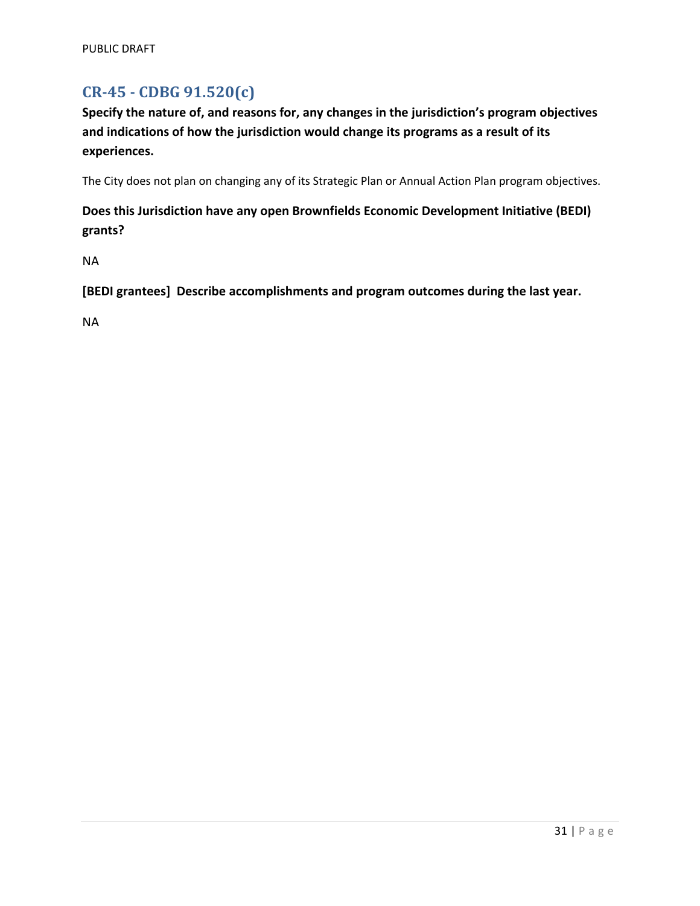## CR-45 - CDBG 91.520(c)

**Specify the nature of, and reasons for, any changes in the jurisdiction's program objectives and indications of how the jurisdiction would change its programs as a result of its experiences.**

The City does not plan on changing any of its Strategic Plan or Annual Action Plan program objectives.

**Does this Jurisdiction have any open Brownfields Economic Development Initiative (BEDI) grants?**

NA

**[BEDI grantees] Describe accomplishments and program outcomes during the last year.**

NA